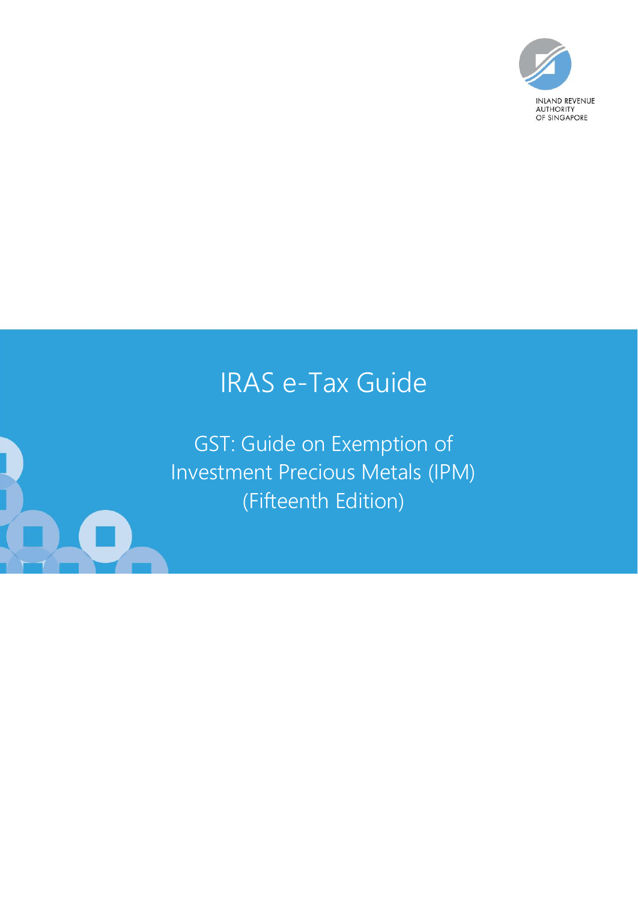INLAND REVENUE AUTHORITY OF SINGAPORE

# IRAS e-Tax Guide

## GST: Guide on Exemption of Investment Precious Metals (IPM) (Fifteenth Edition)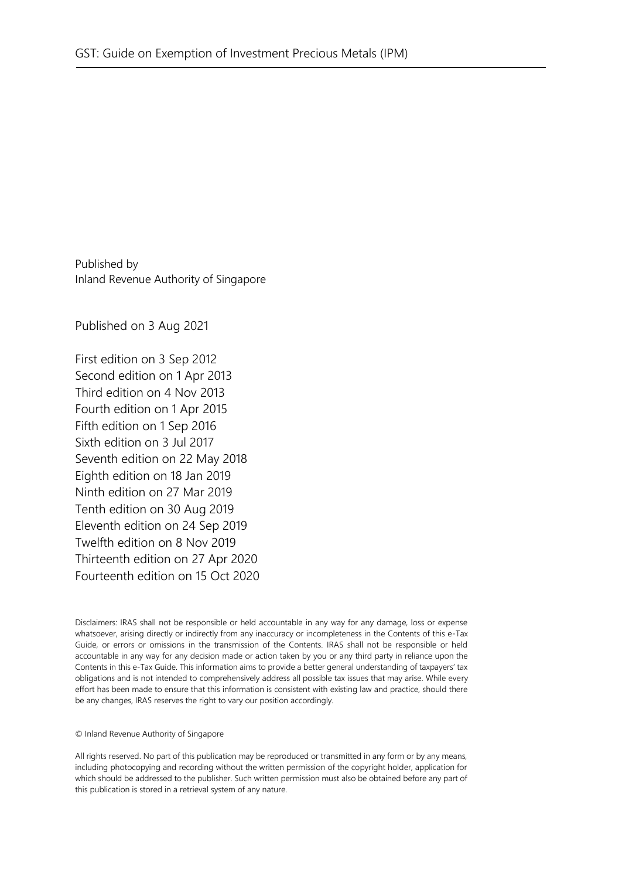Published by
Inland Revenue Authority of Singapore

Published on 3 Aug 2021

First edition on 3 Sep 2012
Second edition on 1 Apr 2013
Third edition on 4 Nov 2013
Fourth edition on 1 Apr 2015
Fifth edition on 1 Sep 2016
Sixth edition on 3 Jul 2017
Seventh edition on 22 May 2018
Eighth edition on 18 Jan 2019
Ninth edition on 27 Mar 2019
Tenth edition on 30 Aug 2019
Eleventh edition on 24 Sep 2019
Twelfth edition on 8 Nov 2019
Thirteenth edition on 27 Apr 2020
Fourteenth edition on 15 Oct 2020

Disclaimers: IRAS shall not be responsible or held accountable in any way for any damage, loss or expense whatsoever, arising directly or indirectly from any inaccuracy or incompleteness in the Contents of this e-Tax Guide, or errors or omissions in the transmission of the Contents. IRAS shall not be responsible or held accountable in any way for any decision made or action taken by you or any third party in reliance upon the Contents in this e-Tax Guide. This information aims to provide a better general understanding of taxpayers' tax obligations and is not intended to comprehensively address all possible tax issues that may arise. While every effort has been made to ensure that this information is consistent with existing law and practice, should there be any changes, IRAS reserves the right to vary our position accordingly.

© Inland Revenue Authority of Singapore

All rights reserved. No part of this publication may be reproduced or transmitted in any form or by any means, including photocopying and recording without the written permission of the copyright holder, application for which should be addressed to the publisher. Such written permission must also be obtained before any part of this publication is stored in a retrieval system of any nature.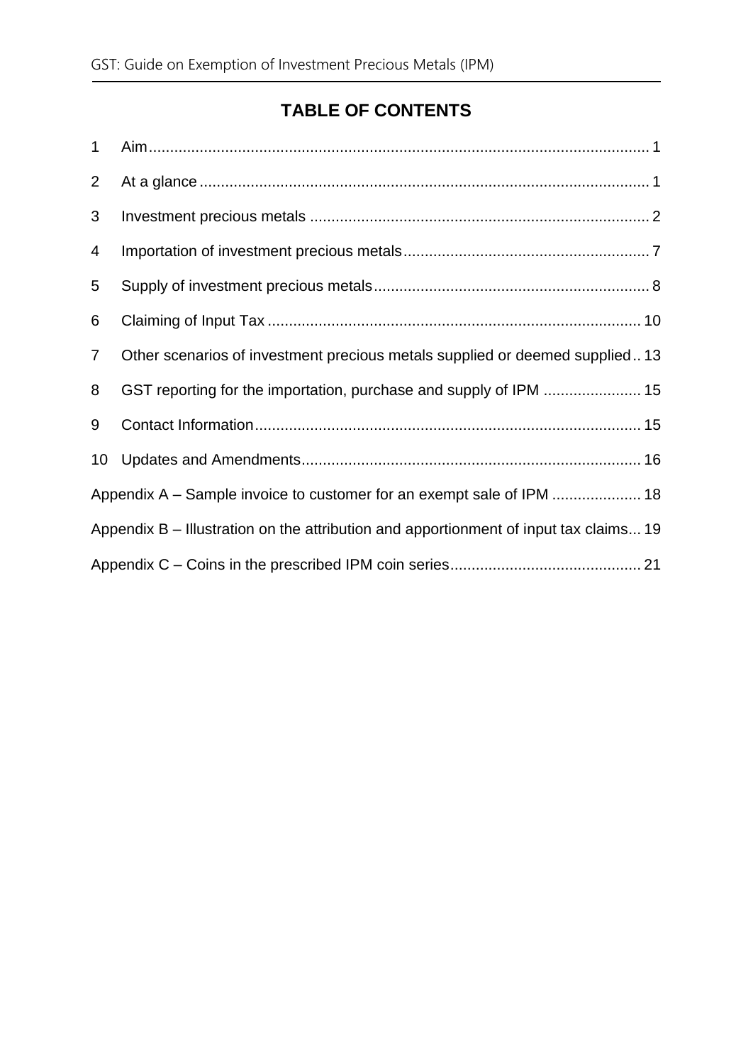# TABLE OF CONTENTS

1 Aim ..... 1

2 At a glance ..... 1

3 Investment precious metals ..... 2

4 Importation of investment precious metals ..... 7

5 Supply of investment precious metals ..... 8

6 Claiming of Input Tax ..... 10

7 Other scenarios of investment precious metals supplied or deemed supplied ..... 13

8 GST reporting for the importation, purchase and supply of IPM ..... 15

9 Contact Information ..... 15

10 Updates and Amendments ..... 16

Appendix A – Sample invoice to customer for an exempt sale of IPM ..... 18

Appendix B – Illustration on the attribution and apportionment of input tax claims ..... 19

Appendix C – Coins in the prescribed IPM coin series ..... 21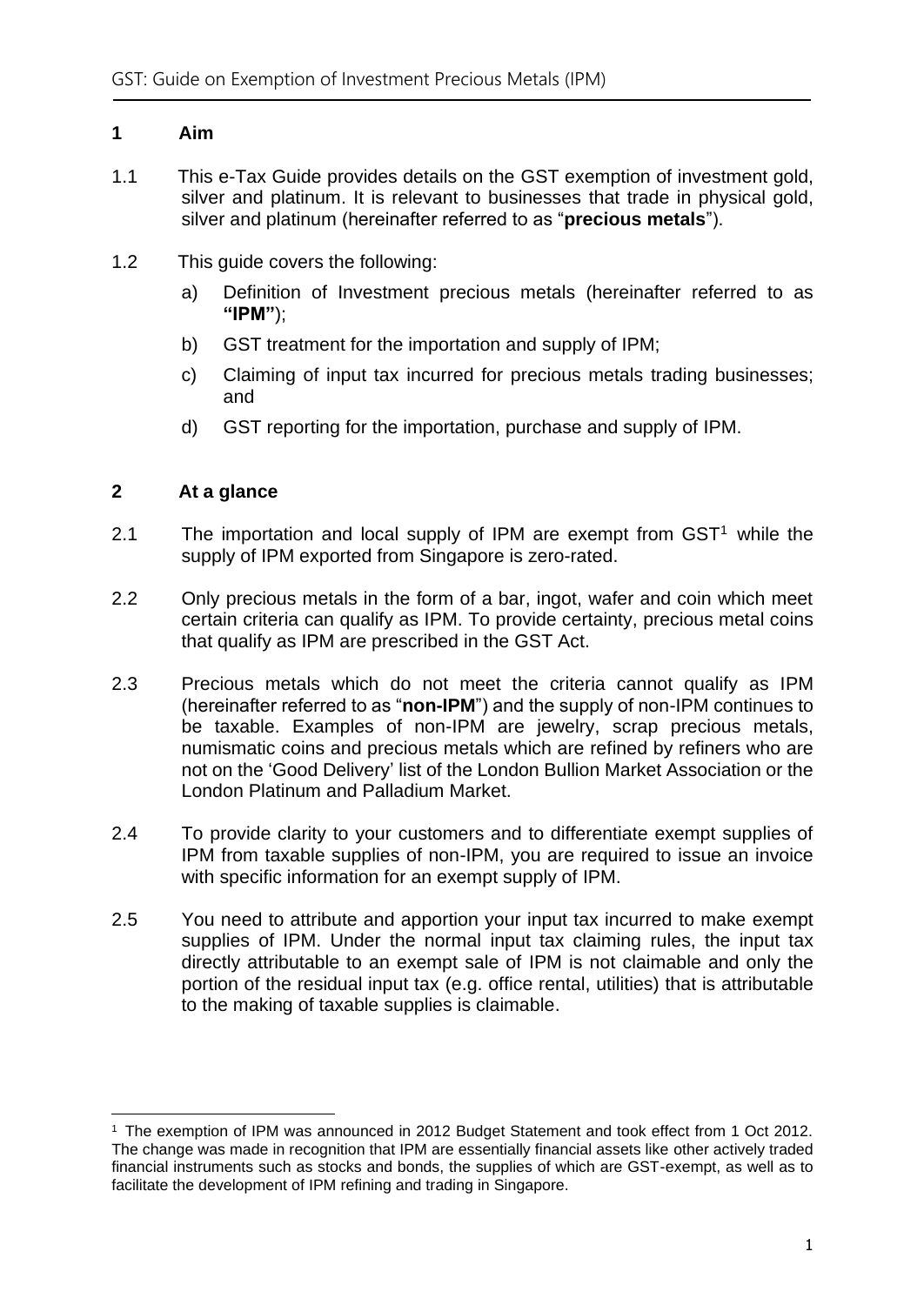## 1 Aim

1.1 This e-Tax Guide provides details on the GST exemption of investment gold, silver and platinum. It is relevant to businesses that trade in physical gold, silver and platinum (hereinafter referred to as "**precious metals**").

1.2 This guide covers the following:

a) Definition of Investment precious metals (hereinafter referred to as **"IPM"**);

b) GST treatment for the importation and supply of IPM;

c) Claiming of input tax incurred for precious metals trading businesses; and

d) GST reporting for the importation, purchase and supply of IPM.

## 2 At a glance

2.1 The importation and local supply of IPM are exempt from GST[1] while the supply of IPM exported from Singapore is zero-rated.

2.2 Only precious metals in the form of a bar, ingot, wafer and coin which meet certain criteria can qualify as IPM. To provide certainty, precious metal coins that qualify as IPM are prescribed in the GST Act.

2.3 Precious metals which do not meet the criteria cannot qualify as IPM (hereinafter referred to as "**non-IPM**") and the supply of non-IPM continues to be taxable. Examples of non-IPM are jewelry, scrap precious metals, numismatic coins and precious metals which are refined by refiners who are not on the 'Good Delivery' list of the London Bullion Market Association or the London Platinum and Palladium Market.

2.4 To provide clarity to your customers and to differentiate exempt supplies of IPM from taxable supplies of non-IPM, you are required to issue an invoice with specific information for an exempt supply of IPM.

2.5 You need to attribute and apportion your input tax incurred to make exempt supplies of IPM. Under the normal input tax claiming rules, the input tax directly attributable to an exempt sale of IPM is not claimable and only the portion of the residual input tax (e.g. office rental, utilities) that is attributable to the making of taxable supplies is claimable.

---

[1] The exemption of IPM was announced in 2012 Budget Statement and took effect from 1 Oct 2012. The change was made in recognition that IPM are essentially financial assets like other actively traded financial instruments such as stocks and bonds, the supplies of which are GST-exempt, as well as to facilitate the development of IPM refining and trading in Singapore.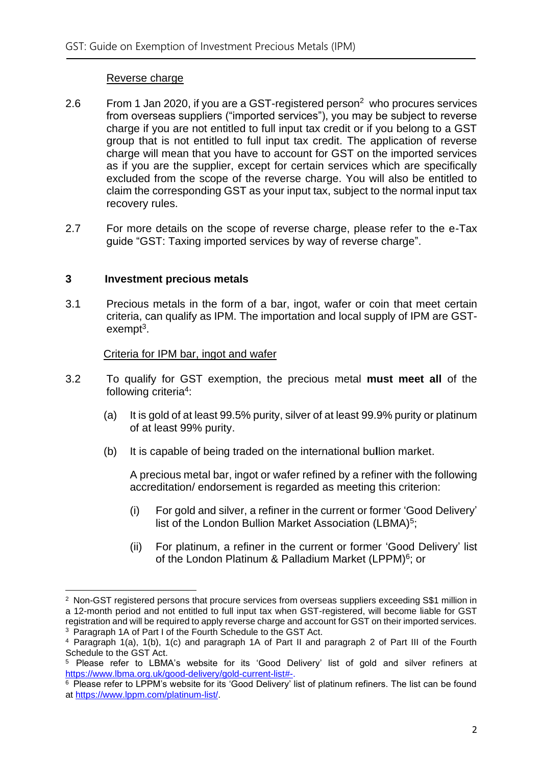Reverse charge

2.6 From 1 Jan 2020, if you are a GST-registered person[2] who procures services from overseas suppliers ("imported services"), you may be subject to reverse charge if you are not entitled to full input tax credit or if you belong to a GST group that is not entitled to full input tax credit. The application of reverse charge will mean that you have to account for GST on the imported services as if you are the supplier, except for certain services which are specifically excluded from the scope of the reverse charge. You will also be entitled to claim the corresponding GST as your input tax, subject to the normal input tax recovery rules.

2.7 For more details on the scope of reverse charge, please refer to the e-Tax guide "GST: Taxing imported services by way of reverse charge".

## 3 Investment precious metals

3.1 Precious metals in the form of a bar, ingot, wafer or coin that meet certain criteria, can qualify as IPM. The importation and local supply of IPM are GST-exempt[3].

Criteria for IPM bar, ingot and wafer

3.2 To qualify for GST exemption, the precious metal **must meet all** of the following criteria[4]:

(a) It is gold of at least 99.5% purity, silver of at least 99.9% purity or platinum of at least 99% purity.

(b) It is capable of being traded on the international bullion market.

A precious metal bar, ingot or wafer refined by a refiner with the following accreditation/ endorsement is regarded as meeting this criterion:

(i) For gold and silver, a refiner in the current or former 'Good Delivery' list of the London Bullion Market Association (LBMA)[5];

(ii) For platinum, a refiner in the current or former 'Good Delivery' list of the London Platinum & Palladium Market (LPPM)[6]; or

---

[2] Non-GST registered persons that procure services from overseas suppliers exceeding S$1 million in a 12-month period and not entitled to full input tax when GST-registered, will become liable for GST registration and will be required to apply reverse charge and account for GST on their imported services.

[3] Paragraph 1A of Part I of the Fourth Schedule to the GST Act.

[4] Paragraph 1(a), 1(b), 1(c) and paragraph 1A of Part II and paragraph 2 of Part III of the Fourth Schedule to the GST Act.

[5] Please refer to LBMA's website for its 'Good Delivery' list of gold and silver refiners at https://www.lbma.org.uk/good-delivery/gold-current-list#-.

[6] Please refer to LPPM's website for its 'Good Delivery' list of platinum refiners. The list can be found at https://www.lppm.com/platinum-list/.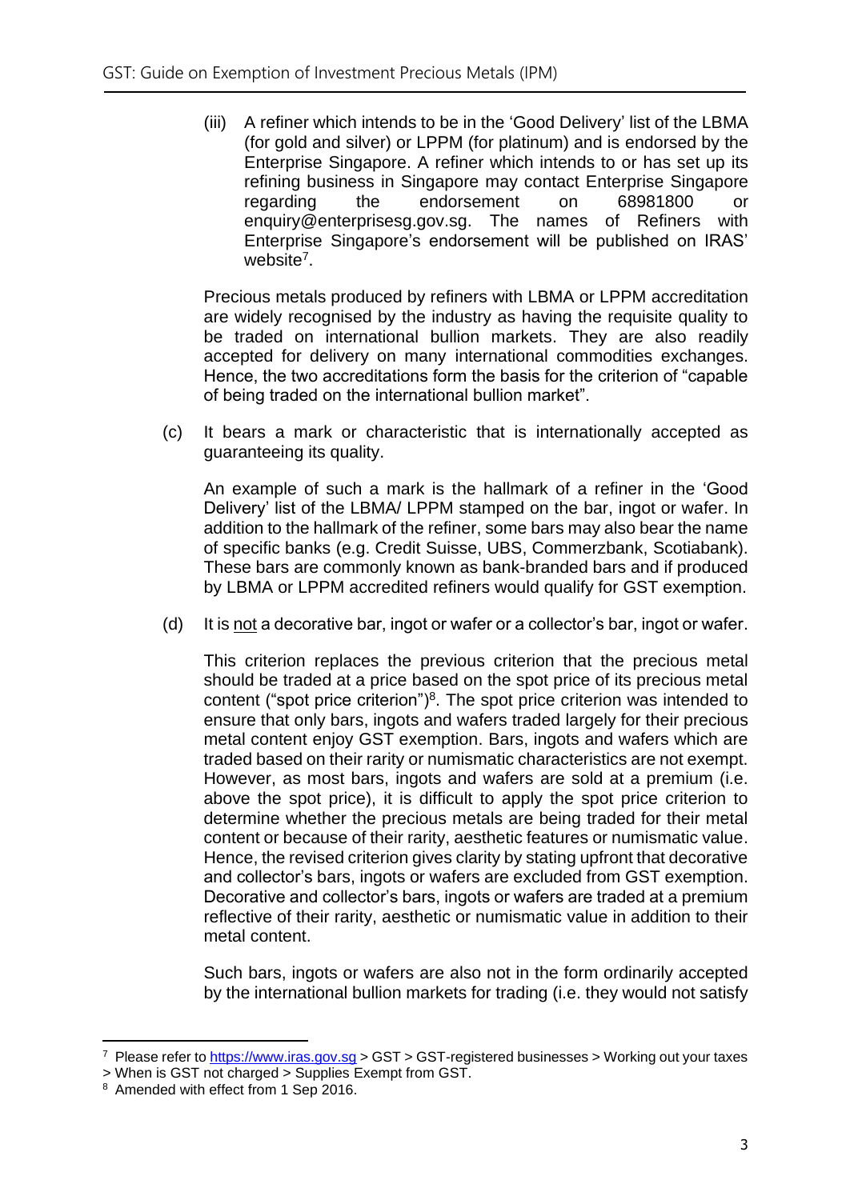(iii) A refiner which intends to be in the 'Good Delivery' list of the LBMA (for gold and silver) or LPPM (for platinum) and is endorsed by the Enterprise Singapore. A refiner which intends to or has set up its refining business in Singapore may contact Enterprise Singapore regarding the endorsement on 68981800 or enquiry@enterprisesg.gov.sg. The names of Refiners with Enterprise Singapore's endorsement will be published on IRAS' website[7].

Precious metals produced by refiners with LBMA or LPPM accreditation are widely recognised by the industry as having the requisite quality to be traded on international bullion markets. They are also readily accepted for delivery on many international commodities exchanges. Hence, the two accreditations form the basis for the criterion of "capable of being traded on the international bullion market".

(c) It bears a mark or characteristic that is internationally accepted as guaranteeing its quality.

An example of such a mark is the hallmark of a refiner in the 'Good Delivery' list of the LBMA/ LPPM stamped on the bar, ingot or wafer. In addition to the hallmark of the refiner, some bars may also bear the name of specific banks (e.g. Credit Suisse, UBS, Commerzbank, Scotiabank). These bars are commonly known as bank-branded bars and if produced by LBMA or LPPM accredited refiners would qualify for GST exemption.

(d) It is <u>not</u> a decorative bar, ingot or wafer or a collector's bar, ingot or wafer.

This criterion replaces the previous criterion that the precious metal should be traded at a price based on the spot price of its precious metal content ("spot price criterion")[8]. The spot price criterion was intended to ensure that only bars, ingots and wafers traded largely for their precious metal content enjoy GST exemption. Bars, ingots and wafers which are traded based on their rarity or numismatic characteristics are not exempt. However, as most bars, ingots and wafers are sold at a premium (i.e. above the spot price), it is difficult to apply the spot price criterion to determine whether the precious metals are being traded for their metal content or because of their rarity, aesthetic features or numismatic value. Hence, the revised criterion gives clarity by stating upfront that decorative and collector's bars, ingots or wafers are excluded from GST exemption. Decorative and collector's bars, ingots or wafers are traded at a premium reflective of their rarity, aesthetic or numismatic value in addition to their metal content.

Such bars, ingots or wafers are also not in the form ordinarily accepted by the international bullion markets for trading (i.e. they would not satisfy

---

[7] Please refer to https://www.iras.gov.sg > GST > GST-registered businesses > Working out your taxes > When is GST not charged > Supplies Exempt from GST.

[8] Amended with effect from 1 Sep 2016.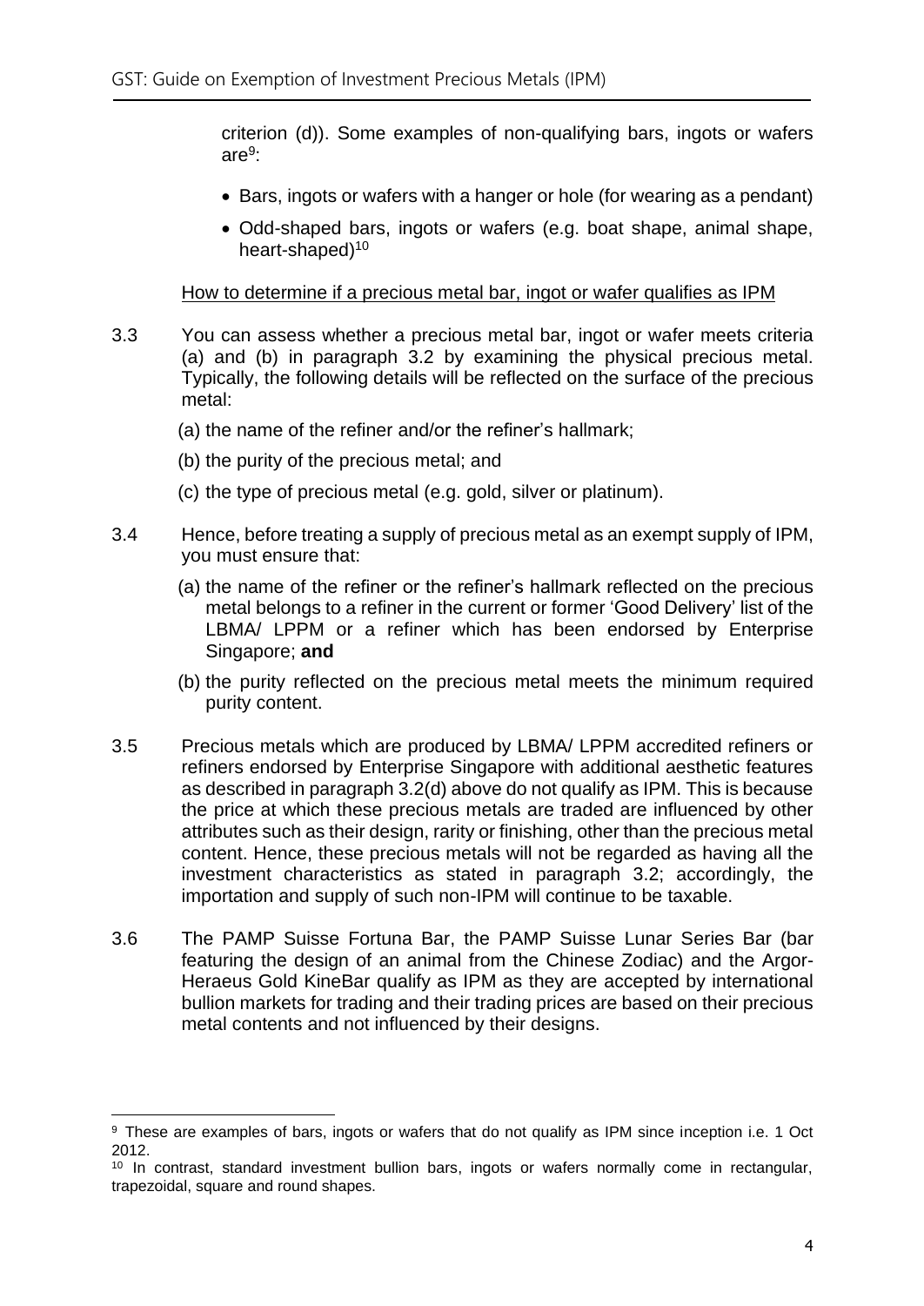criterion (d)). Some examples of non-qualifying bars, ingots or wafers are[9]:

- Bars, ingots or wafers with a hanger or hole (for wearing as a pendant)
- Odd-shaped bars, ingots or wafers (e.g. boat shape, animal shape, heart-shaped)[10]

How to determine if a precious metal bar, ingot or wafer qualifies as IPM

3.3 You can assess whether a precious metal bar, ingot or wafer meets criteria (a) and (b) in paragraph 3.2 by examining the physical precious metal. Typically, the following details will be reflected on the surface of the precious metal:

(a) the name of the refiner and/or the refiner's hallmark;

(b) the purity of the precious metal; and

(c) the type of precious metal (e.g. gold, silver or platinum).

3.4 Hence, before treating a supply of precious metal as an exempt supply of IPM, you must ensure that:

(a) the name of the refiner or the refiner's hallmark reflected on the precious metal belongs to a refiner in the current or former 'Good Delivery' list of the LBMA/ LPPM or a refiner which has been endorsed by Enterprise Singapore; **and**

(b) the purity reflected on the precious metal meets the minimum required purity content.

3.5 Precious metals which are produced by LBMA/ LPPM accredited refiners or refiners endorsed by Enterprise Singapore with additional aesthetic features as described in paragraph 3.2(d) above do not qualify as IPM. This is because the price at which these precious metals are traded are influenced by other attributes such as their design, rarity or finishing, other than the precious metal content. Hence, these precious metals will not be regarded as having all the investment characteristics as stated in paragraph 3.2; accordingly, the importation and supply of such non-IPM will continue to be taxable.

3.6 The PAMP Suisse Fortuna Bar, the PAMP Suisse Lunar Series Bar (bar featuring the design of an animal from the Chinese Zodiac) and the Argor-Heraeus Gold KineBar qualify as IPM as they are accepted by international bullion markets for trading and their trading prices are based on their precious metal contents and not influenced by their designs.

---

[9] These are examples of bars, ingots or wafers that do not qualify as IPM since inception i.e. 1 Oct 2012.

[10] In contrast, standard investment bullion bars, ingots or wafers normally come in rectangular, trapezoidal, square and round shapes.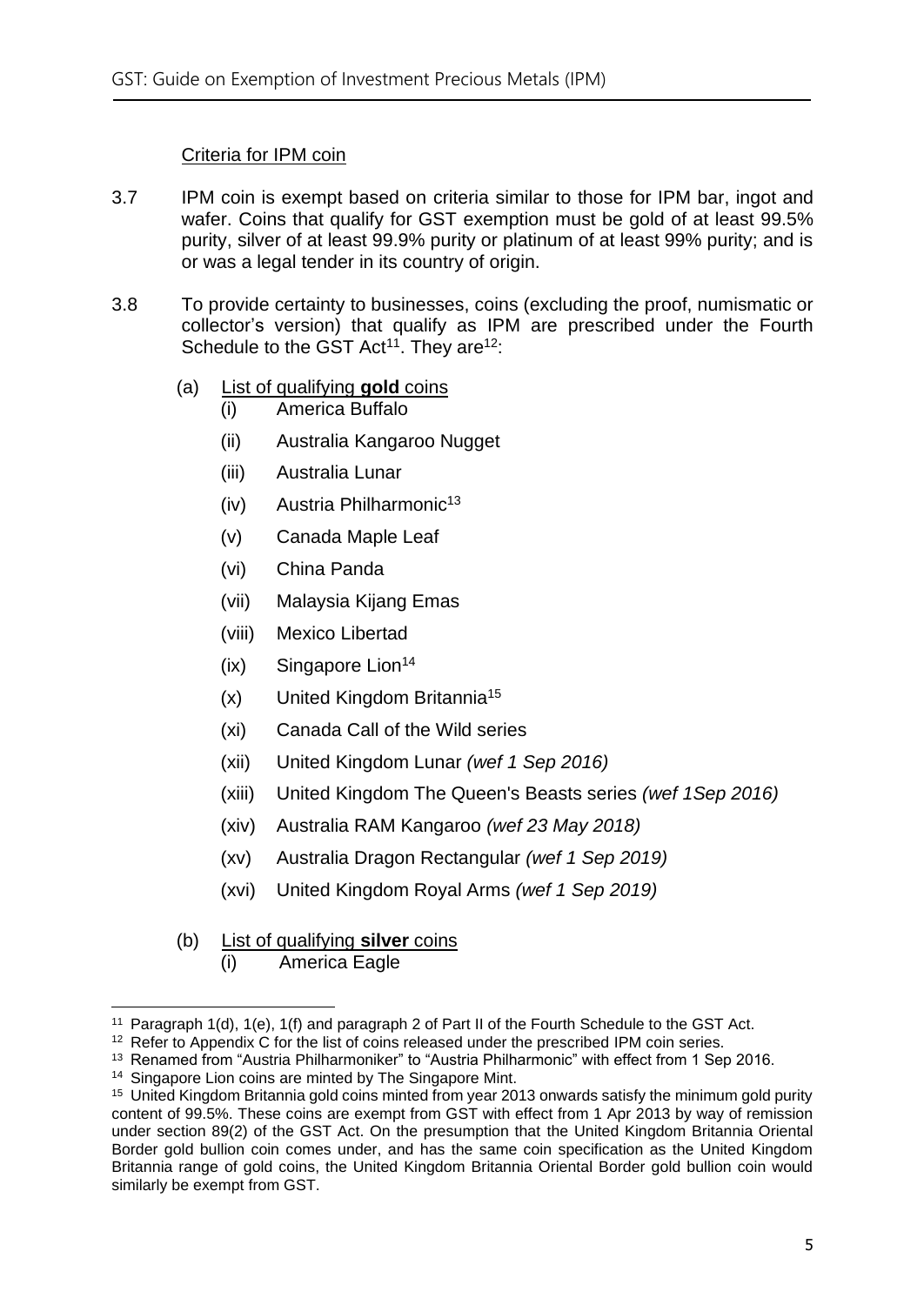Criteria for IPM coin

3.7 IPM coin is exempt based on criteria similar to those for IPM bar, ingot and wafer. Coins that qualify for GST exemption must be gold of at least 99.5% purity, silver of at least 99.9% purity or platinum of at least 99% purity; and is or was a legal tender in its country of origin.

3.8 To provide certainty to businesses, coins (excluding the proof, numismatic or collector's version) that qualify as IPM are prescribed under the Fourth Schedule to the GST Act[11]. They are[12]:

(a) List of qualifying **gold** coins
   - (i) America Buffalo
   - (ii) Australia Kangaroo Nugget
   - (iii) Australia Lunar
   - (iv) Austria Philharmonic[13]
   - (v) Canada Maple Leaf
   - (vi) China Panda
   - (vii) Malaysia Kijang Emas
   - (viii) Mexico Libertad
   - (ix) Singapore Lion[14]
   - (x) United Kingdom Britannia[15]
   - (xi) Canada Call of the Wild series
   - (xii) United Kingdom Lunar *(wef 1 Sep 2016)*
   - (xiii) United Kingdom The Queen's Beasts series *(wef 1Sep 2016)*
   - (xiv) Australia RAM Kangaroo *(wef 23 May 2018)*
   - (xv) Australia Dragon Rectangular *(wef 1 Sep 2019)*
   - (xvi) United Kingdom Royal Arms *(wef 1 Sep 2019)*

(b) List of qualifying **silver** coins
   - (i) America Eagle

---

[11] Paragraph 1(d), 1(e), 1(f) and paragraph 2 of Part II of the Fourth Schedule to the GST Act.

[12] Refer to Appendix C for the list of coins released under the prescribed IPM coin series.

[13] Renamed from "Austria Philharmoniker" to "Austria Philharmonic" with effect from 1 Sep 2016.

[14] Singapore Lion coins are minted by The Singapore Mint.

[15] United Kingdom Britannia gold coins minted from year 2013 onwards satisfy the minimum gold purity content of 99.5%. These coins are exempt from GST with effect from 1 Apr 2013 by way of remission under section 89(2) of the GST Act. On the presumption that the United Kingdom Britannia Oriental Border gold bullion coin comes under, and has the same coin specification as the United Kingdom Britannia range of gold coins, the United Kingdom Britannia Oriental Border gold bullion coin would similarly be exempt from GST.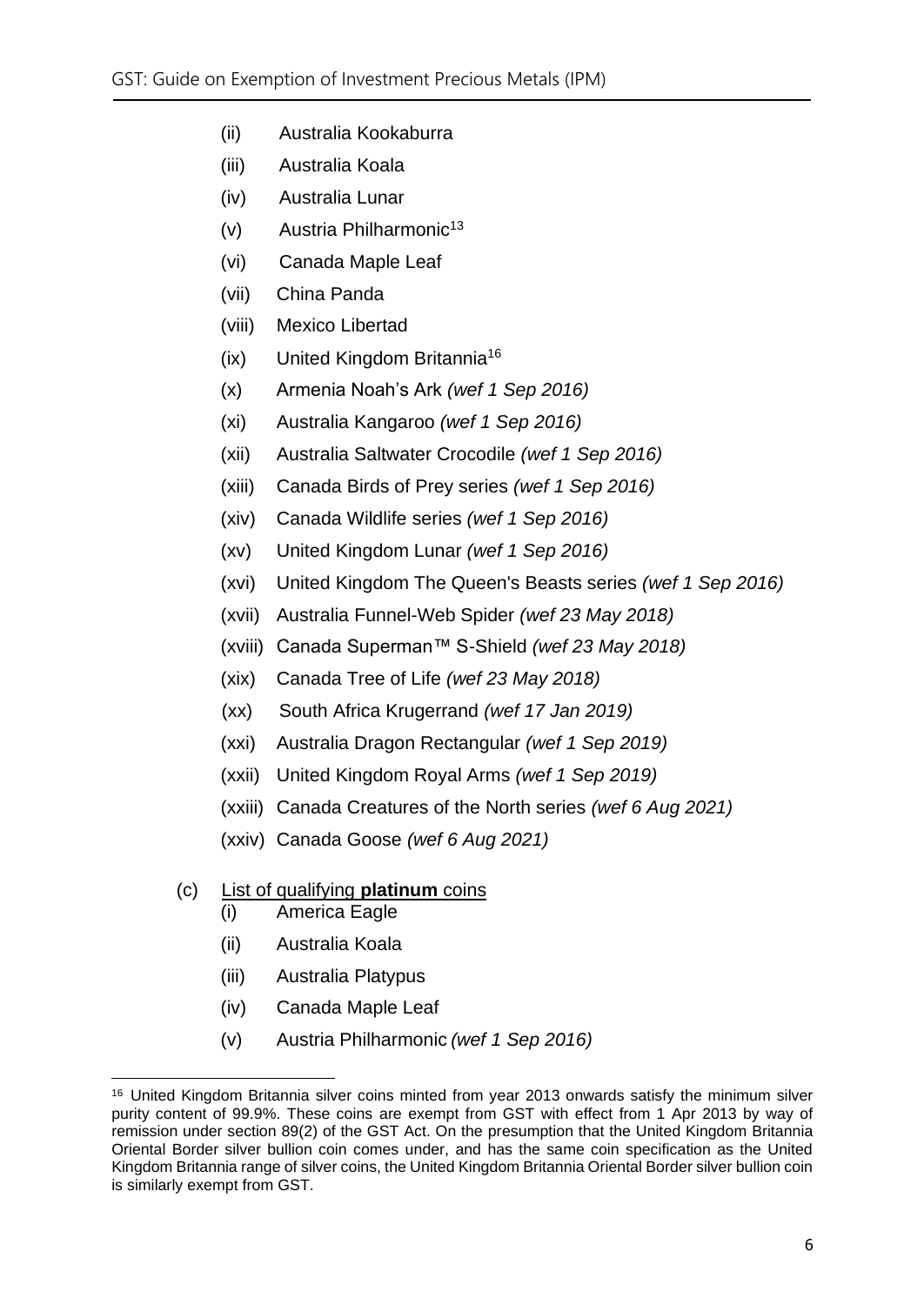(ii) Australia Kookaburra

(iii) Australia Koala

(iv) Australia Lunar

(v) Austria Philharmonic[13]

(vi) Canada Maple Leaf

(vii) China Panda

(viii) Mexico Libertad

(ix) United Kingdom Britannia[16]

(x) Armenia Noah's Ark *(wef 1 Sep 2016)*

(xi) Australia Kangaroo *(wef 1 Sep 2016)*

(xii) Australia Saltwater Crocodile *(wef 1 Sep 2016)*

(xiii) Canada Birds of Prey series *(wef 1 Sep 2016)*

(xiv) Canada Wildlife series *(wef 1 Sep 2016)*

(xv) United Kingdom Lunar *(wef 1 Sep 2016)*

(xvi) United Kingdom The Queen's Beasts series *(wef 1 Sep 2016)*

(xvii) Australia Funnel-Web Spider *(wef 23 May 2018)*

(xviii) Canada Superman™ S-Shield *(wef 23 May 2018)*

(xix) Canada Tree of Life *(wef 23 May 2018)*

(xx) South Africa Krugerrand *(wef 17 Jan 2019)*

(xxi) Australia Dragon Rectangular *(wef 1 Sep 2019)*

(xxii) United Kingdom Royal Arms *(wef 1 Sep 2019)*

(xxiii) Canada Creatures of the North series *(wef 6 Aug 2021)*

(xxiv) Canada Goose *(wef 6 Aug 2021)*

(c) List of qualifying **platinum** coins

(i) America Eagle

(ii) Australia Koala

(iii) Australia Platypus

(iv) Canada Maple Leaf

(v) Austria Philharmonic *(wef 1 Sep 2016)*

---

[16] United Kingdom Britannia silver coins minted from year 2013 onwards satisfy the minimum silver purity content of 99.9%. These coins are exempt from GST with effect from 1 Apr 2013 by way of remission under section 89(2) of the GST Act. On the presumption that the United Kingdom Britannia Oriental Border silver bullion coin comes under, and has the same coin specification as the United Kingdom Britannia range of silver coins, the United Kingdom Britannia Oriental Border silver bullion coin is similarly exempt from GST.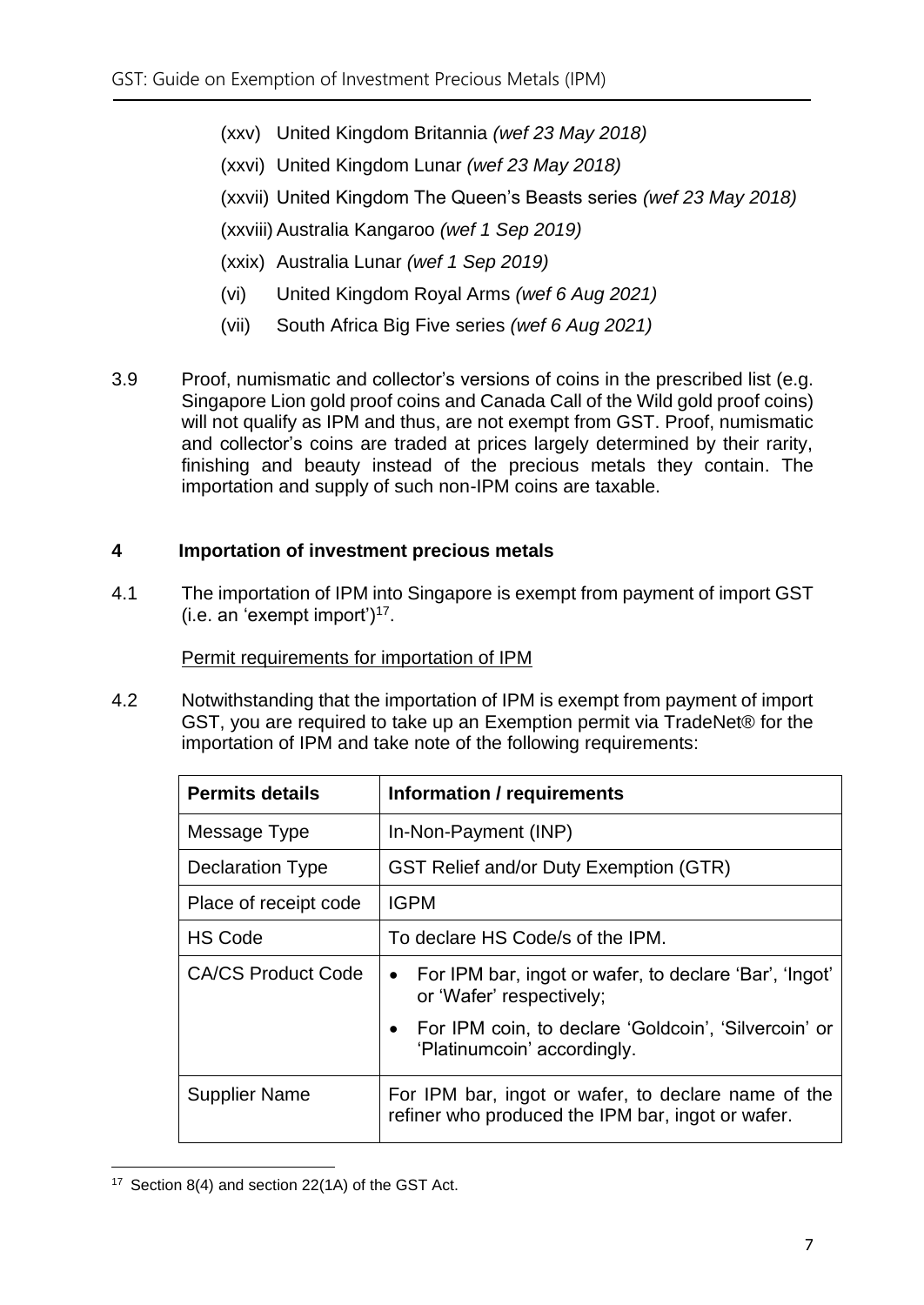(xxv) United Kingdom Britannia *(wef 23 May 2018)*

(xxvi) United Kingdom Lunar *(wef 23 May 2018)*

(xxvii) United Kingdom The Queen's Beasts series *(wef 23 May 2018)*

(xxviii) Australia Kangaroo *(wef 1 Sep 2019)*

(xxix) Australia Lunar *(wef 1 Sep 2019)*

(vi) United Kingdom Royal Arms *(wef 6 Aug 2021)*

(vii) South Africa Big Five series *(wef 6 Aug 2021)*

3.9 Proof, numismatic and collector's versions of coins in the prescribed list (e.g. Singapore Lion gold proof coins and Canada Call of the Wild gold proof coins) will not qualify as IPM and thus, are not exempt from GST. Proof, numismatic and collector's coins are traded at prices largely determined by their rarity, finishing and beauty instead of the precious metals they contain. The importation and supply of such non-IPM coins are taxable.

## 4 Importation of investment precious metals

4.1 The importation of IPM into Singapore is exempt from payment of import GST (i.e. an 'exempt import')[17].

Permit requirements for importation of IPM

4.2 Notwithstanding that the importation of IPM is exempt from payment of import GST, you are required to take up an Exemption permit via TradeNet® for the importation of IPM and take note of the following requirements:

| Permits details | Information / requirements |
|---|---|
| Message Type | In-Non-Payment (INP) |
| Declaration Type | GST Relief and/or Duty Exemption (GTR) |
| Place of receipt code | IGPM |
| HS Code | To declare HS Code/s of the IPM. |
| CA/CS Product Code | • For IPM bar, ingot or wafer, to declare 'Bar', 'Ingot' or 'Wafer' respectively; • For IPM coin, to declare 'Goldcoin', 'Silvercoin' or 'Platinumcoin' accordingly. |
| Supplier Name | For IPM bar, ingot or wafer, to declare name of the refiner who produced the IPM bar, ingot or wafer. |

[17] Section 8(4) and section 22(1A) of the GST Act.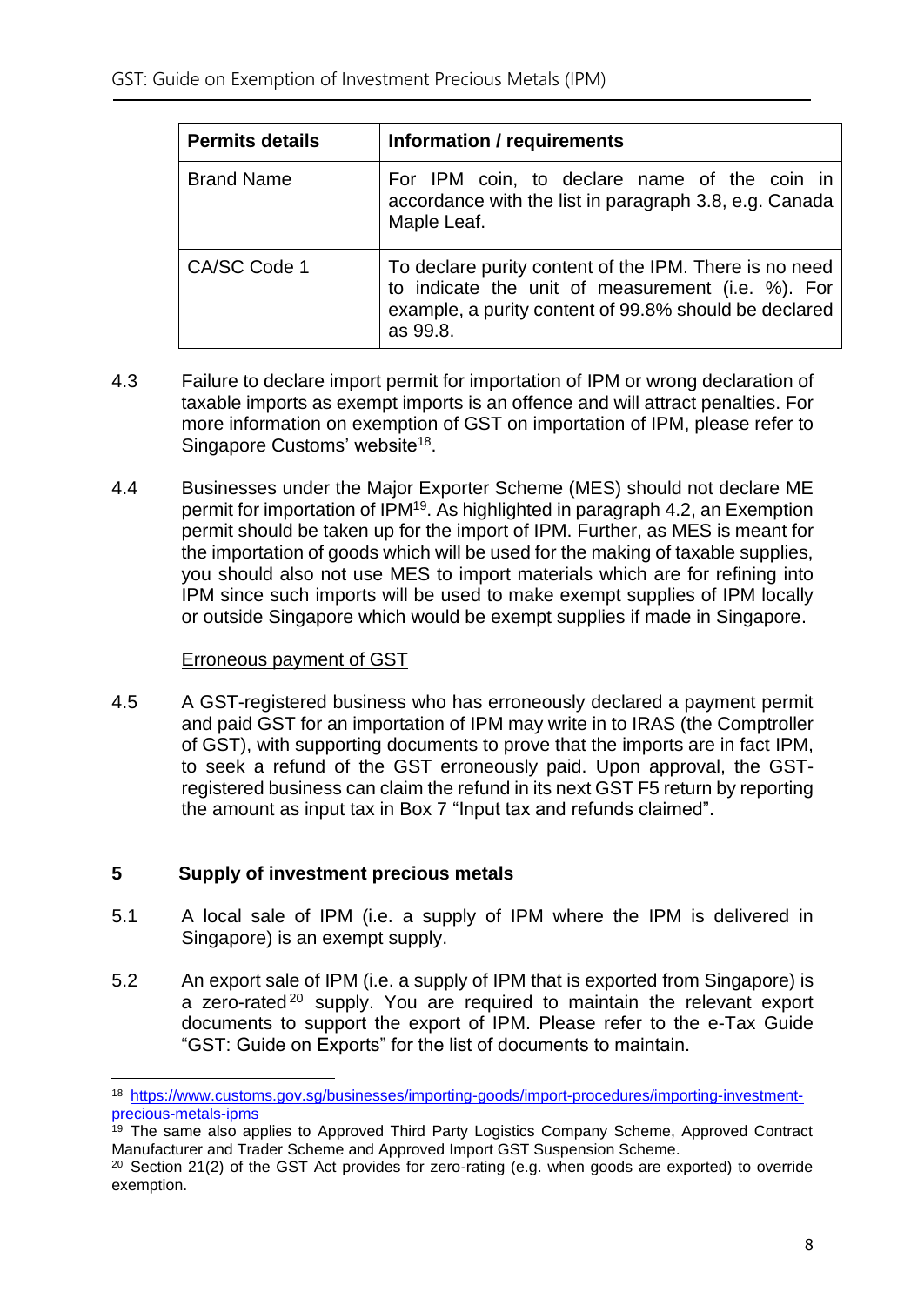| Permits details | Information / requirements |
| --- | --- |
| Brand Name | For IPM coin, to declare name of the coin in accordance with the list in paragraph 3.8, e.g. Canada Maple Leaf. |
| CA/SC Code 1 | To declare purity content of the IPM. There is no need to indicate the unit of measurement (i.e. %). For example, a purity content of 99.8% should be declared as 99.8. |

4.3 Failure to declare import permit for importation of IPM or wrong declaration of taxable imports as exempt imports is an offence and will attract penalties. For more information on exemption of GST on importation of IPM, please refer to Singapore Customs' website[18].

4.4 Businesses under the Major Exporter Scheme (MES) should not declare ME permit for importation of IPM[19]. As highlighted in paragraph 4.2, an Exemption permit should be taken up for the import of IPM. Further, as MES is meant for the importation of goods which will be used for the making of taxable supplies, you should also not use MES to import materials which are for refining into IPM since such imports will be used to make exempt supplies of IPM locally or outside Singapore which would be exempt supplies if made in Singapore.

Erroneous payment of GST

4.5 A GST-registered business who has erroneously declared a payment permit and paid GST for an importation of IPM may write in to IRAS (the Comptroller of GST), with supporting documents to prove that the imports are in fact IPM, to seek a refund of the GST erroneously paid. Upon approval, the GST-registered business can claim the refund in its next GST F5 return by reporting the amount as input tax in Box 7 "Input tax and refunds claimed".

## 5 Supply of investment precious metals

5.1 A local sale of IPM (i.e. a supply of IPM where the IPM is delivered in Singapore) is an exempt supply.

5.2 An export sale of IPM (i.e. a supply of IPM that is exported from Singapore) is a zero-rated[20] supply. You are required to maintain the relevant export documents to support the export of IPM. Please refer to the e-Tax Guide "GST: Guide on Exports" for the list of documents to maintain.

---

[18] https://www.customs.gov.sg/businesses/importing-goods/import-procedures/importing-investment-precious-metals-ipms

[19] The same also applies to Approved Third Party Logistics Company Scheme, Approved Contract Manufacturer and Trader Scheme and Approved Import GST Suspension Scheme.

[20] Section 21(2) of the GST Act provides for zero-rating (e.g. when goods are exported) to override exemption.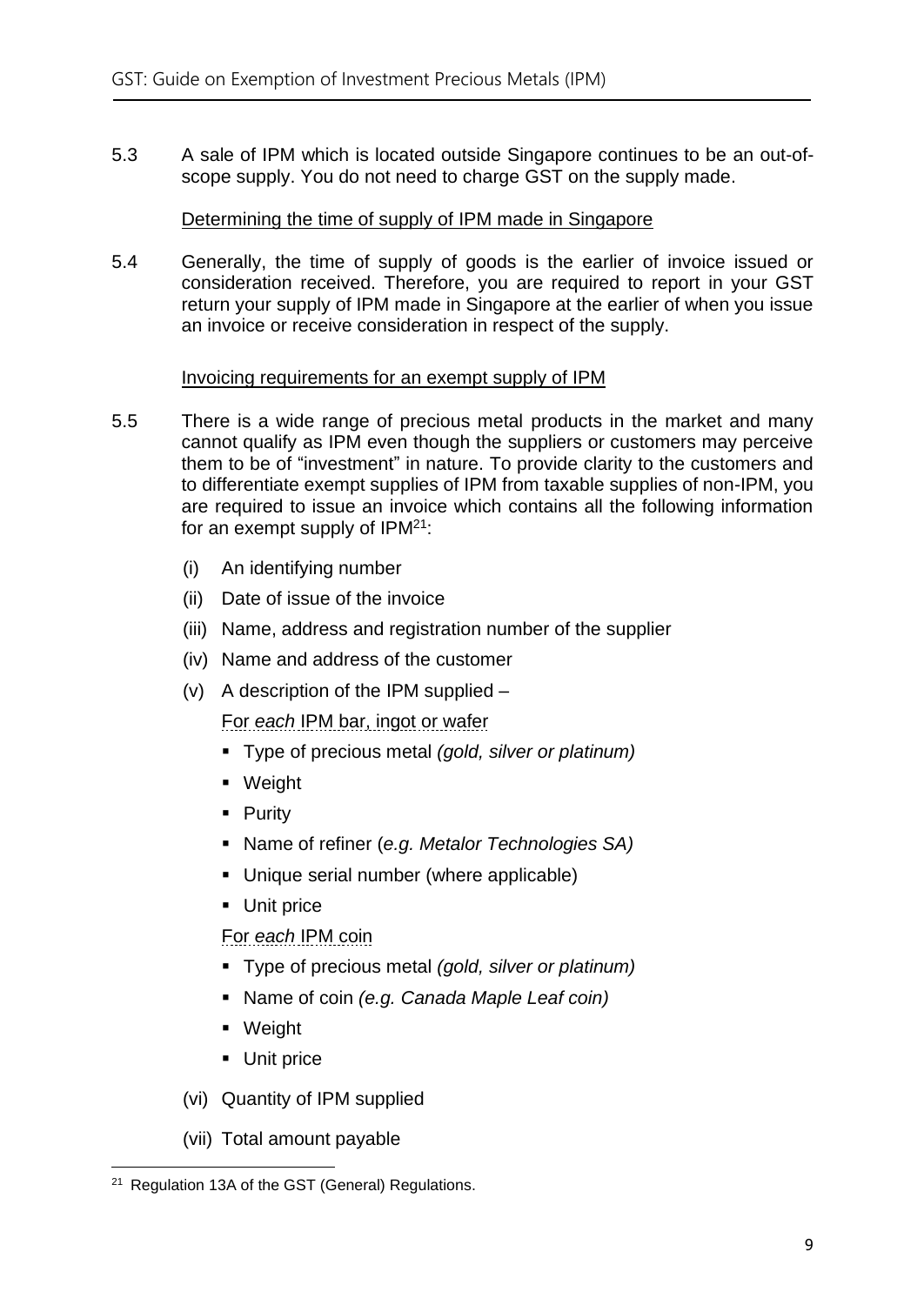5.3 A sale of IPM which is located outside Singapore continues to be an out-of-scope supply. You do not need to charge GST on the supply made.

Determining the time of supply of IPM made in Singapore

5.4 Generally, the time of supply of goods is the earlier of invoice issued or consideration received. Therefore, you are required to report in your GST return your supply of IPM made in Singapore at the earlier of when you issue an invoice or receive consideration in respect of the supply.

Invoicing requirements for an exempt supply of IPM

5.5 There is a wide range of precious metal products in the market and many cannot qualify as IPM even though the suppliers or customers may perceive them to be of "investment" in nature. To provide clarity to the customers and to differentiate exempt supplies of IPM from taxable supplies of non-IPM, you are required to issue an invoice which contains all the following information for an exempt supply of IPM[21]:

(i) An identifying number

(ii) Date of issue of the invoice

(iii) Name, address and registration number of the supplier

(iv) Name and address of the customer

(v) A description of the IPM supplied –

For *each* IPM bar, ingot or wafer

- Type of precious metal *(gold, silver or platinum)*
- Weight
- Purity
- Name of refiner (*e.g. Metalor Technologies SA)*
- Unique serial number (where applicable)
- Unit price

For *each* IPM coin

- Type of precious metal *(gold, silver or platinum)*
- Name of coin *(e.g. Canada Maple Leaf coin)*
- Weight
- Unit price

(vi) Quantity of IPM supplied

(vii) Total amount payable

[21] Regulation 13A of the GST (General) Regulations.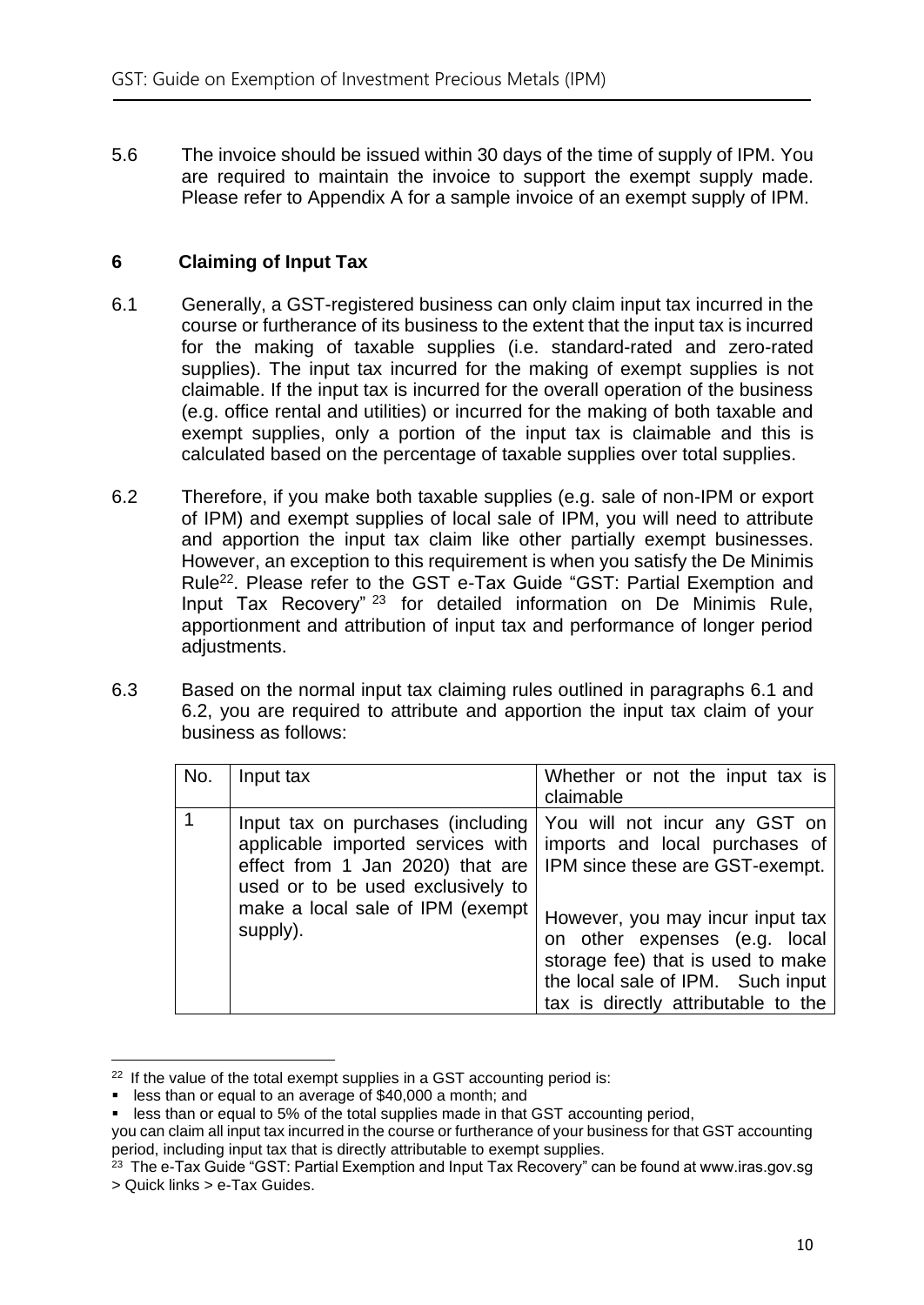5.6 The invoice should be issued within 30 days of the time of supply of IPM. You are required to maintain the invoice to support the exempt supply made. Please refer to Appendix A for a sample invoice of an exempt supply of IPM.

## 6 Claiming of Input Tax

6.1 Generally, a GST-registered business can only claim input tax incurred in the course or furtherance of its business to the extent that the input tax is incurred for the making of taxable supplies (i.e. standard-rated and zero-rated supplies). The input tax incurred for the making of exempt supplies is not claimable. If the input tax is incurred for the overall operation of the business (e.g. office rental and utilities) or incurred for the making of both taxable and exempt supplies, only a portion of the input tax is claimable and this is calculated based on the percentage of taxable supplies over total supplies.

6.2 Therefore, if you make both taxable supplies (e.g. sale of non-IPM or export of IPM) and exempt supplies of local sale of IPM, you will need to attribute and apportion the input tax claim like other partially exempt businesses. However, an exception to this requirement is when you satisfy the De Minimis Rule[22]. Please refer to the GST e-Tax Guide "GST: Partial Exemption and Input Tax Recovery"[23] for detailed information on De Minimis Rule, apportionment and attribution of input tax and performance of longer period adjustments.

6.3 Based on the normal input tax claiming rules outlined in paragraphs 6.1 and 6.2, you are required to attribute and apportion the input tax claim of your business as follows:

| No. | Input tax | Whether or not the input tax is claimable |
|---|---|---|
| 1 | Input tax on purchases (including applicable imported services with effect from 1 Jan 2020) that are used or to be used exclusively to make a local sale of IPM (exempt supply). | You will not incur any GST on imports and local purchases of IPM since these are GST-exempt.<br><br>However, you may incur input tax on other expenses (e.g. local storage fee) that is used to make the local sale of IPM. Such input tax is directly attributable to the |

[22] If the value of the total exempt supplies in a GST accounting period is:

- less than or equal to an average of $40,000 a month; and
- less than or equal to 5% of the total supplies made in that GST accounting period,

you can claim all input tax incurred in the course or furtherance of your business for that GST accounting period, including input tax that is directly attributable to exempt supplies.

[23] The e-Tax Guide "GST: Partial Exemption and Input Tax Recovery" can be found at www.iras.gov.sg > Quick links > e-Tax Guides.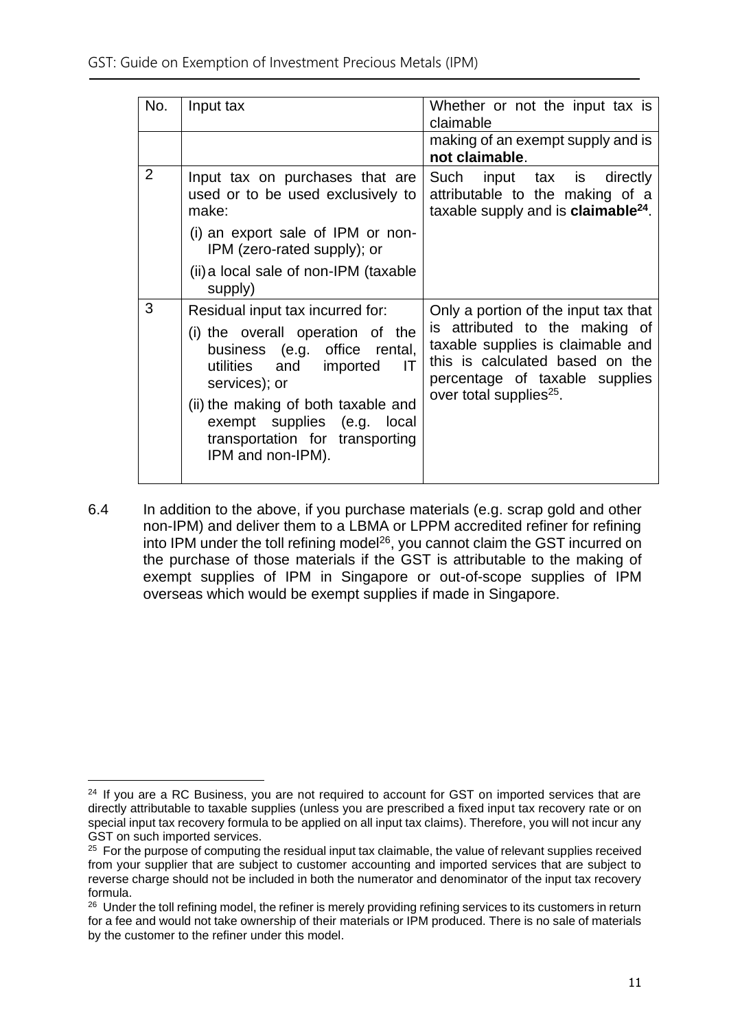| No. | Input tax | Whether or not the input tax is claimable |
|---|---|---|
| | | making of an exempt supply and is **not claimable**. |
| 2 | Input tax on purchases that are used or to be used exclusively to make:<br>(i) an export sale of IPM or non-IPM (zero-rated supply); or<br>(ii) a local sale of non-IPM (taxable supply) | Such input tax is directly attributable to the making of a taxable supply and is **claimable**[24]. |
| 3 | Residual input tax incurred for:<br>(i) the overall operation of the business (e.g. office rental, utilities and imported IT services); or<br>(ii) the making of both taxable and exempt supplies (e.g. local transportation for transporting IPM and non-IPM). | Only a portion of the input tax that is attributed to the making of taxable supplies is claimable and this is calculated based on the percentage of taxable supplies over total supplies[25]. |

6.4 In addition to the above, if you purchase materials (e.g. scrap gold and other non-IPM) and deliver them to a LBMA or LPPM accredited refiner for refining into IPM under the toll refining model[26], you cannot claim the GST incurred on the purchase of those materials if the GST is attributable to the making of exempt supplies of IPM in Singapore or out-of-scope supplies of IPM overseas which would be exempt supplies if made in Singapore.

---

[24] If you are a RC Business, you are not required to account for GST on imported services that are directly attributable to taxable supplies (unless you are prescribed a fixed input tax recovery rate or on special input tax recovery formula to be applied on all input tax claims). Therefore, you will not incur any GST on such imported services.

[25] For the purpose of computing the residual input tax claimable, the value of relevant supplies received from your supplier that are subject to customer accounting and imported services that are subject to reverse charge should not be included in both the numerator and denominator of the input tax recovery formula.

[26] Under the toll refining model, the refiner is merely providing refining services to its customers in return for a fee and would not take ownership of their materials or IPM produced. There is no sale of materials by the customer to the refiner under this model.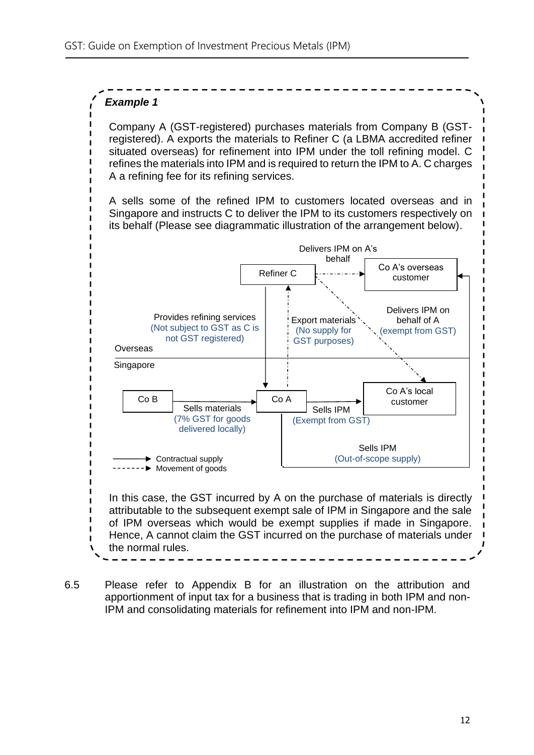***Example 1***

Company A (GST-registered) purchases materials from Company B (GST-registered). A exports the materials to Refiner C (a LBMA accredited refiner situated overseas) for refinement into IPM under the toll refining model. C refines the materials into IPM and is required to return the IPM to A. C charges A a refining fee for its refining services.

A sells some of the refined IPM to customers located overseas and in Singapore and instructs C to deliver the IPM to its customers respectively on its behalf (Please see diagrammatic illustration of the arrangement below).

Overseas:
- Refiner C → Co A's overseas customer: Delivers IPM on A's behalf
- Refiner C → Co A (Singapore): Provides refining services (Not subject to GST as C is not GST registered)
- Co A → Refiner C: Export materials (No supply for GST purposes)
- Refiner C → Co A's local customer: Delivers IPM on behalf of A (exempt from GST)

Singapore:
- Co B → Co A: Sells materials (7% GST for goods delivered locally)
- Co A → Co A's local customer: Sells IPM (Exempt from GST)
- Co A → Co A's overseas customer: Sells IPM (Out-of-scope supply)

Legend:
- ——► Contractual supply
- - - - -► Movement of goods

In this case, the GST incurred by A on the purchase of materials is directly attributable to the subsequent exempt sale of IPM in Singapore and the sale of IPM overseas which would be exempt supplies if made in Singapore. Hence, A cannot claim the GST incurred on the purchase of materials under the normal rules.

6.5 Please refer to Appendix B for an illustration on the attribution and apportionment of input tax for a business that is trading in both IPM and non-IPM and consolidating materials for refinement into IPM and non-IPM.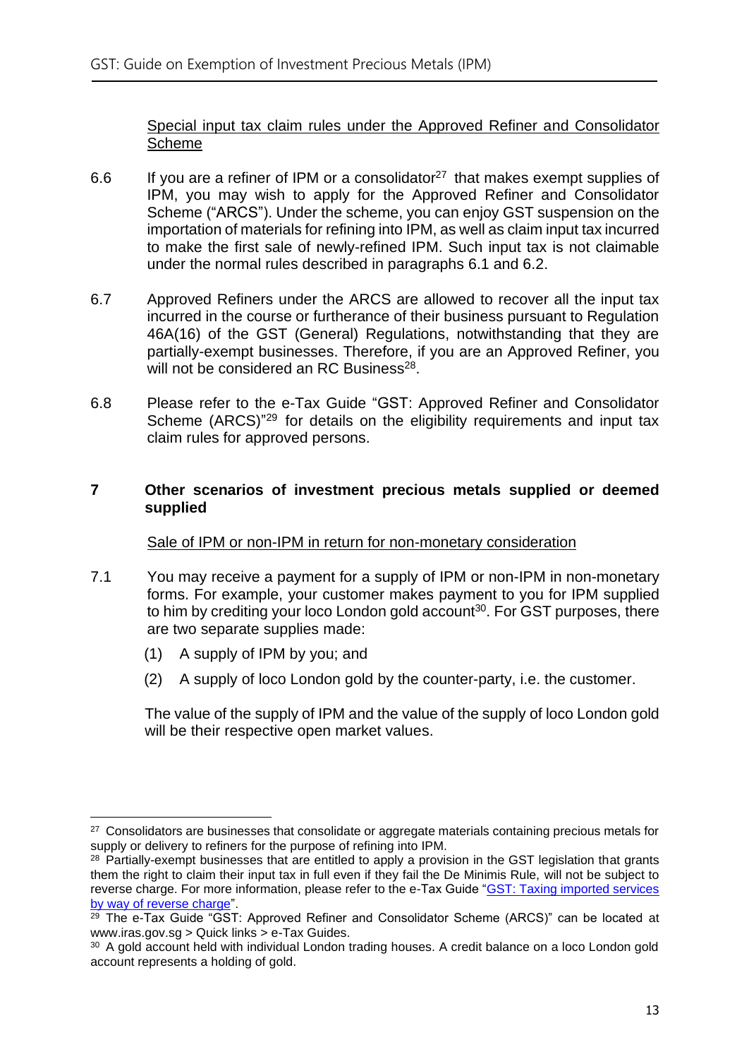<u>Special input tax claim rules under the Approved Refiner and Consolidator Scheme</u>

6.6 If you are a refiner of IPM or a consolidator[27] that makes exempt supplies of IPM, you may wish to apply for the Approved Refiner and Consolidator Scheme ("ARCS"). Under the scheme, you can enjoy GST suspension on the importation of materials for refining into IPM, as well as claim input tax incurred to make the first sale of newly-refined IPM. Such input tax is not claimable under the normal rules described in paragraphs 6.1 and 6.2.

6.7 Approved Refiners under the ARCS are allowed to recover all the input tax incurred in the course or furtherance of their business pursuant to Regulation 46A(16) of the GST (General) Regulations, notwithstanding that they are partially-exempt businesses. Therefore, if you are an Approved Refiner, you will not be considered an RC Business[28].

6.8 Please refer to the e-Tax Guide "GST: Approved Refiner and Consolidator Scheme (ARCS)"[29] for details on the eligibility requirements and input tax claim rules for approved persons.

## 7 Other scenarios of investment precious metals supplied or deemed supplied

<u>Sale of IPM or non-IPM in return for non-monetary consideration</u>

7.1 You may receive a payment for a supply of IPM or non-IPM in non-monetary forms. For example, your customer makes payment to you for IPM supplied to him by crediting your loco London gold account[30]. For GST purposes, there are two separate supplies made:

(1) A supply of IPM by you; and

(2) A supply of loco London gold by the counter-party, i.e. the customer.

The value of the supply of IPM and the value of the supply of loco London gold will be their respective open market values.

---

[27] Consolidators are businesses that consolidate or aggregate materials containing precious metals for supply or delivery to refiners for the purpose of refining into IPM.

[28] Partially-exempt businesses that are entitled to apply a provision in the GST legislation that grants them the right to claim their input tax in full even if they fail the De Minimis Rule, will not be subject to reverse charge. For more information, please refer to the e-Tax Guide "[GST: Taxing imported services by way of reverse charge](#)".

[29] The e-Tax Guide "GST: Approved Refiner and Consolidator Scheme (ARCS)" can be located at www.iras.gov.sg > Quick links > e-Tax Guides.

[30] A gold account held with individual London trading houses. A credit balance on a loco London gold account represents a holding of gold.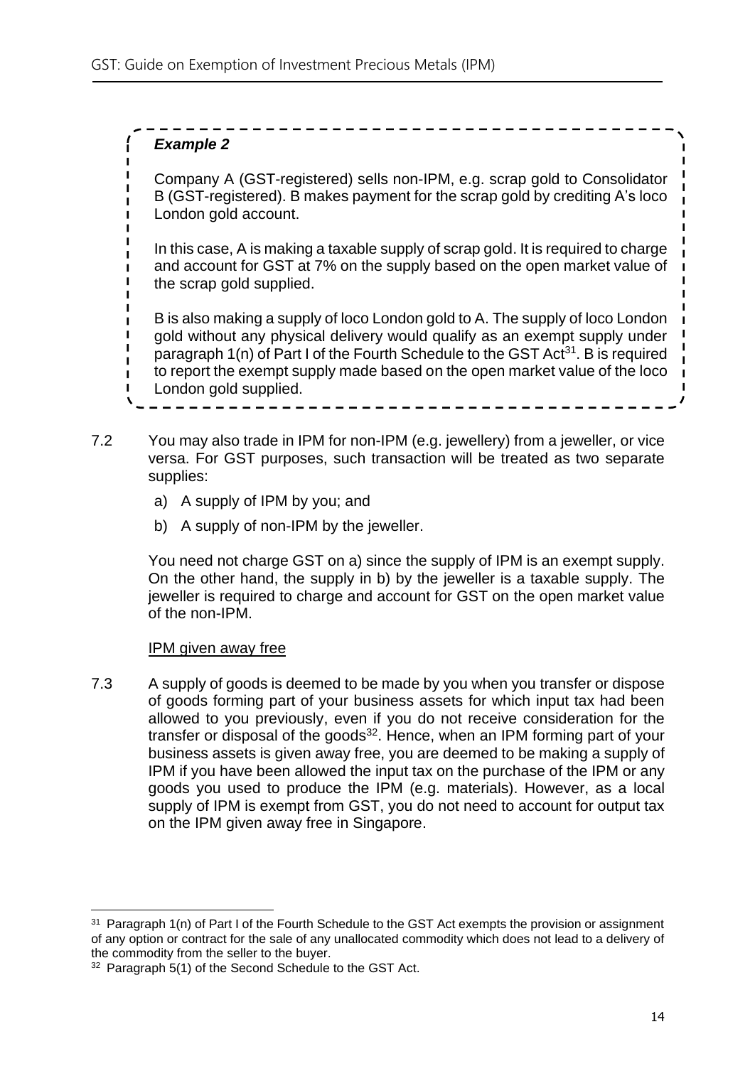***Example 2***

Company A (GST-registered) sells non-IPM, e.g. scrap gold to Consolidator B (GST-registered). B makes payment for the scrap gold by crediting A's loco London gold account.

In this case, A is making a taxable supply of scrap gold. It is required to charge and account for GST at 7% on the supply based on the open market value of the scrap gold supplied.

B is also making a supply of loco London gold to A. The supply of loco London gold without any physical delivery would qualify as an exempt supply under paragraph 1(n) of Part I of the Fourth Schedule to the GST Act[31]. B is required to report the exempt supply made based on the open market value of the loco London gold supplied.

7.2 You may also trade in IPM for non-IPM (e.g. jewellery) from a jeweller, or vice versa. For GST purposes, such transaction will be treated as two separate supplies:

a) A supply of IPM by you; and

b) A supply of non-IPM by the jeweller.

You need not charge GST on a) since the supply of IPM is an exempt supply. On the other hand, the supply in b) by the jeweller is a taxable supply. The jeweller is required to charge and account for GST on the open market value of the non-IPM.

<u>IPM given away free</u>

7.3 A supply of goods is deemed to be made by you when you transfer or dispose of goods forming part of your business assets for which input tax had been allowed to you previously, even if you do not receive consideration for the transfer or disposal of the goods[32]. Hence, when an IPM forming part of your business assets is given away free, you are deemed to be making a supply of IPM if you have been allowed the input tax on the purchase of the IPM or any goods you used to produce the IPM (e.g. materials). However, as a local supply of IPM is exempt from GST, you do not need to account for output tax on the IPM given away free in Singapore.

---

[31] Paragraph 1(n) of Part I of the Fourth Schedule to the GST Act exempts the provision or assignment of any option or contract for the sale of any unallocated commodity which does not lead to a delivery of the commodity from the seller to the buyer.

[32] Paragraph 5(1) of the Second Schedule to the GST Act.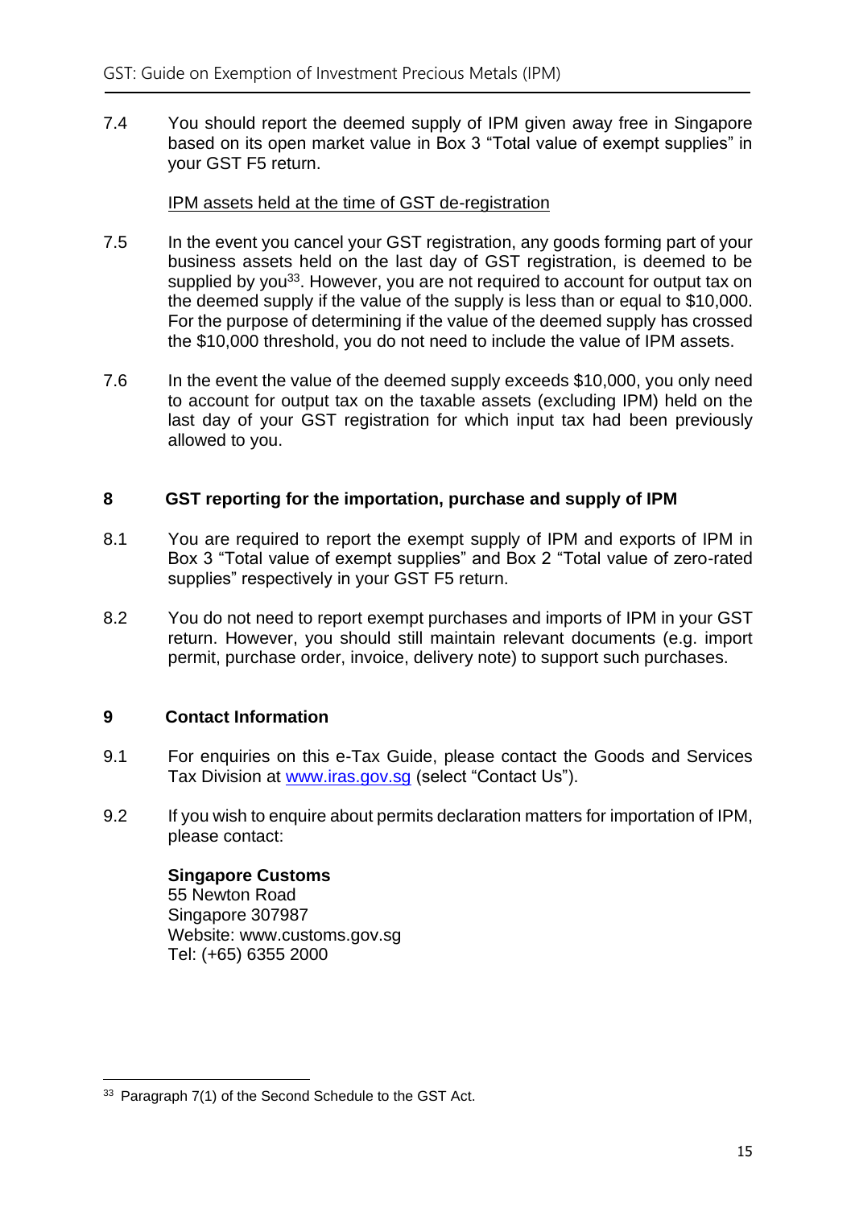7.4 You should report the deemed supply of IPM given away free in Singapore based on its open market value in Box 3 "Total value of exempt supplies" in your GST F5 return.

IPM assets held at the time of GST de-registration

7.5 In the event you cancel your GST registration, any goods forming part of your business assets held on the last day of GST registration, is deemed to be supplied by you[33]. However, you are not required to account for output tax on the deemed supply if the value of the supply is less than or equal to $10,000. For the purpose of determining if the value of the deemed supply has crossed the $10,000 threshold, you do not need to include the value of IPM assets.

7.6 In the event the value of the deemed supply exceeds $10,000, you only need to account for output tax on the taxable assets (excluding IPM) held on the last day of your GST registration for which input tax had been previously allowed to you.

## 8 GST reporting for the importation, purchase and supply of IPM

8.1 You are required to report the exempt supply of IPM and exports of IPM in Box 3 "Total value of exempt supplies" and Box 2 "Total value of zero-rated supplies" respectively in your GST F5 return.

8.2 You do not need to report exempt purchases and imports of IPM in your GST return. However, you should still maintain relevant documents (e.g. import permit, purchase order, invoice, delivery note) to support such purchases.

## 9 Contact Information

9.1 For enquiries on this e-Tax Guide, please contact the Goods and Services Tax Division at www.iras.gov.sg (select "Contact Us").

9.2 If you wish to enquire about permits declaration matters for importation of IPM, please contact:

**Singapore Customs**
55 Newton Road
Singapore 307987
Website: www.customs.gov.sg
Tel: (+65) 6355 2000

---

[33] Paragraph 7(1) of the Second Schedule to the GST Act.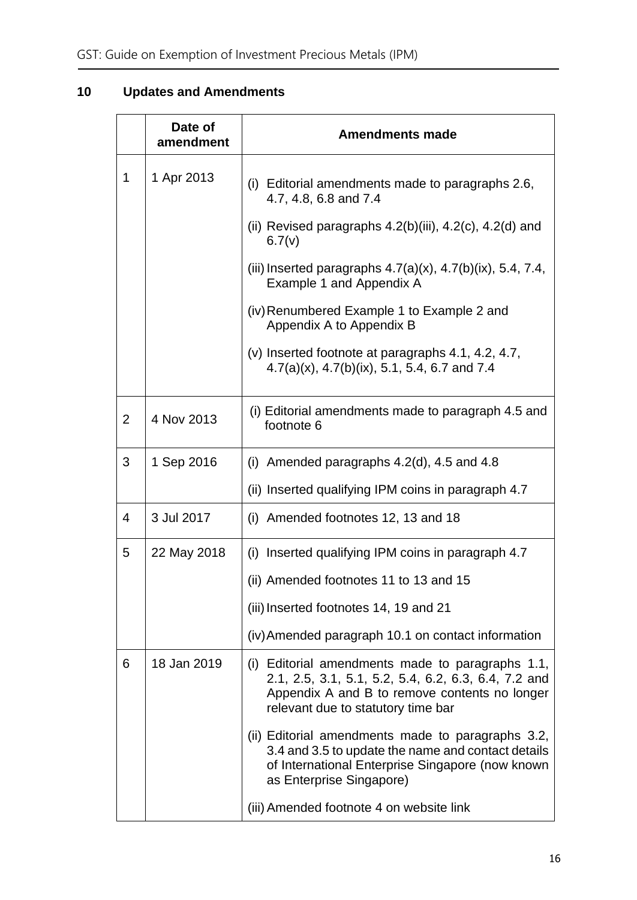## 10 Updates and Amendments

| | Date of amendment | Amendments made |
|---|---|---|
| 1 | 1 Apr 2013 | (i) Editorial amendments made to paragraphs 2.6, 4.7, 4.8, 6.8 and 7.4<br><br>(ii) Revised paragraphs 4.2(b)(iii), 4.2(c), 4.2(d) and 6.7(v)<br><br>(iii) Inserted paragraphs 4.7(a)(x), 4.7(b)(ix), 5.4, 7.4, Example 1 and Appendix A<br><br>(iv) Renumbered Example 1 to Example 2 and Appendix A to Appendix B<br><br>(v) Inserted footnote at paragraphs 4.1, 4.2, 4.7, 4.7(a)(x), 4.7(b)(ix), 5.1, 5.4, 6.7 and 7.4 |
| 2 | 4 Nov 2013 | (i) Editorial amendments made to paragraph 4.5 and footnote 6 |
| 3 | 1 Sep 2016 | (i) Amended paragraphs 4.2(d), 4.5 and 4.8<br><br>(ii) Inserted qualifying IPM coins in paragraph 4.7 |
| 4 | 3 Jul 2017 | (i) Amended footnotes 12, 13 and 18 |
| 5 | 22 May 2018 | (i) Inserted qualifying IPM coins in paragraph 4.7<br><br>(ii) Amended footnotes 11 to 13 and 15<br><br>(iii) Inserted footnotes 14, 19 and 21<br><br>(iv) Amended paragraph 10.1 on contact information |
| 6 | 18 Jan 2019 | (i) Editorial amendments made to paragraphs 1.1, 2.1, 2.5, 3.1, 5.1, 5.2, 5.4, 6.2, 6.3, 6.4, 7.2 and Appendix A and B to remove contents no longer relevant due to statutory time bar<br><br>(ii) Editorial amendments made to paragraphs 3.2, 3.4 and 3.5 to update the name and contact details of International Enterprise Singapore (now known as Enterprise Singapore)<br><br>(iii) Amended footnote 4 on website link |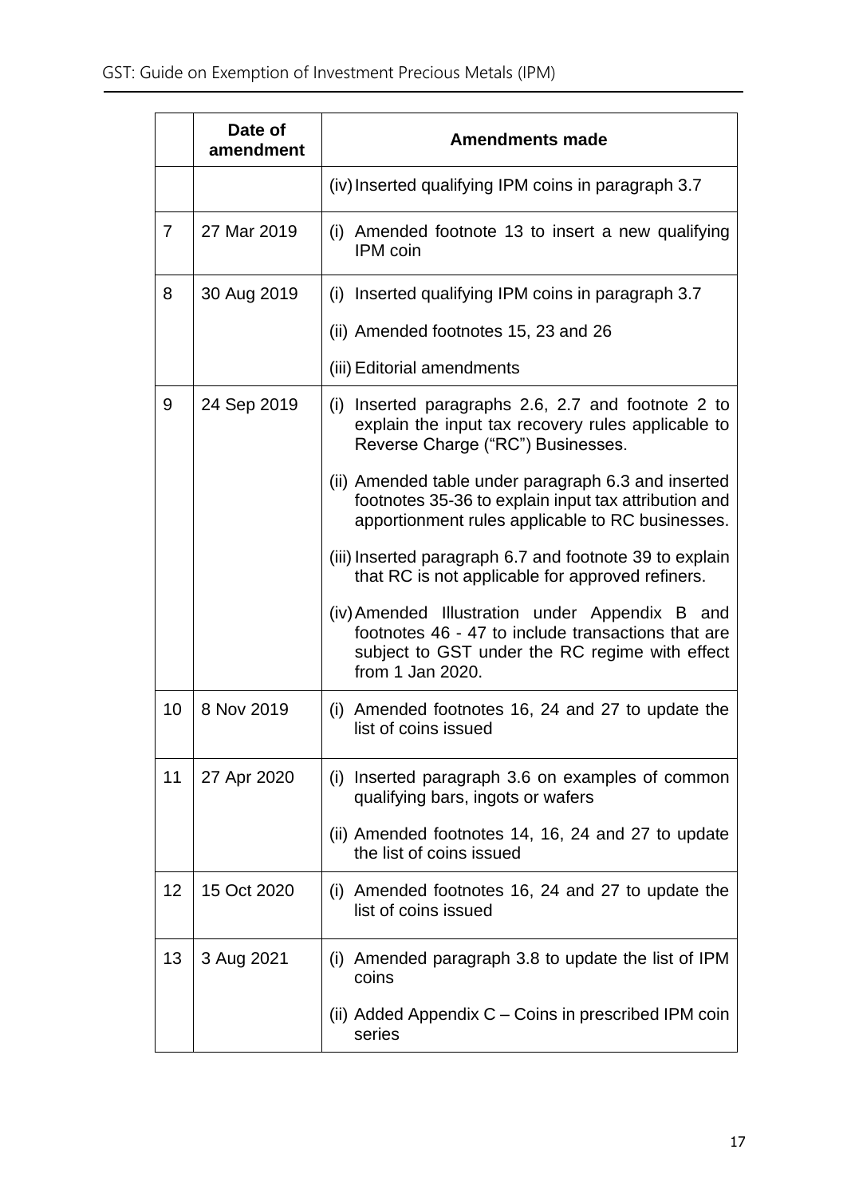| | Date of amendment | Amendments made |
|---|---|---|
| | | (iv) Inserted qualifying IPM coins in paragraph 3.7 |
| 7 | 27 Mar 2019 | (i) Amended footnote 13 to insert a new qualifying IPM coin |
| 8 | 30 Aug 2019 | (i) Inserted qualifying IPM coins in paragraph 3.7<br>(ii) Amended footnotes 15, 23 and 26<br>(iii) Editorial amendments |
| 9 | 24 Sep 2019 | (i) Inserted paragraphs 2.6, 2.7 and footnote 2 to explain the input tax recovery rules applicable to Reverse Charge ("RC") Businesses.<br>(ii) Amended table under paragraph 6.3 and inserted footnotes 35-36 to explain input tax attribution and apportionment rules applicable to RC businesses.<br>(iii) Inserted paragraph 6.7 and footnote 39 to explain that RC is not applicable for approved refiners.<br>(iv) Amended Illustration under Appendix B and footnotes 46 - 47 to include transactions that are subject to GST under the RC regime with effect from 1 Jan 2020. |
| 10 | 8 Nov 2019 | (i) Amended footnotes 16, 24 and 27 to update the list of coins issued |
| 11 | 27 Apr 2020 | (i) Inserted paragraph 3.6 on examples of common qualifying bars, ingots or wafers<br>(ii) Amended footnotes 14, 16, 24 and 27 to update the list of coins issued |
| 12 | 15 Oct 2020 | (i) Amended footnotes 16, 24 and 27 to update the list of coins issued |
| 13 | 3 Aug 2021 | (i) Amended paragraph 3.8 to update the list of IPM coins<br>(ii) Added Appendix C – Coins in prescribed IPM coin series |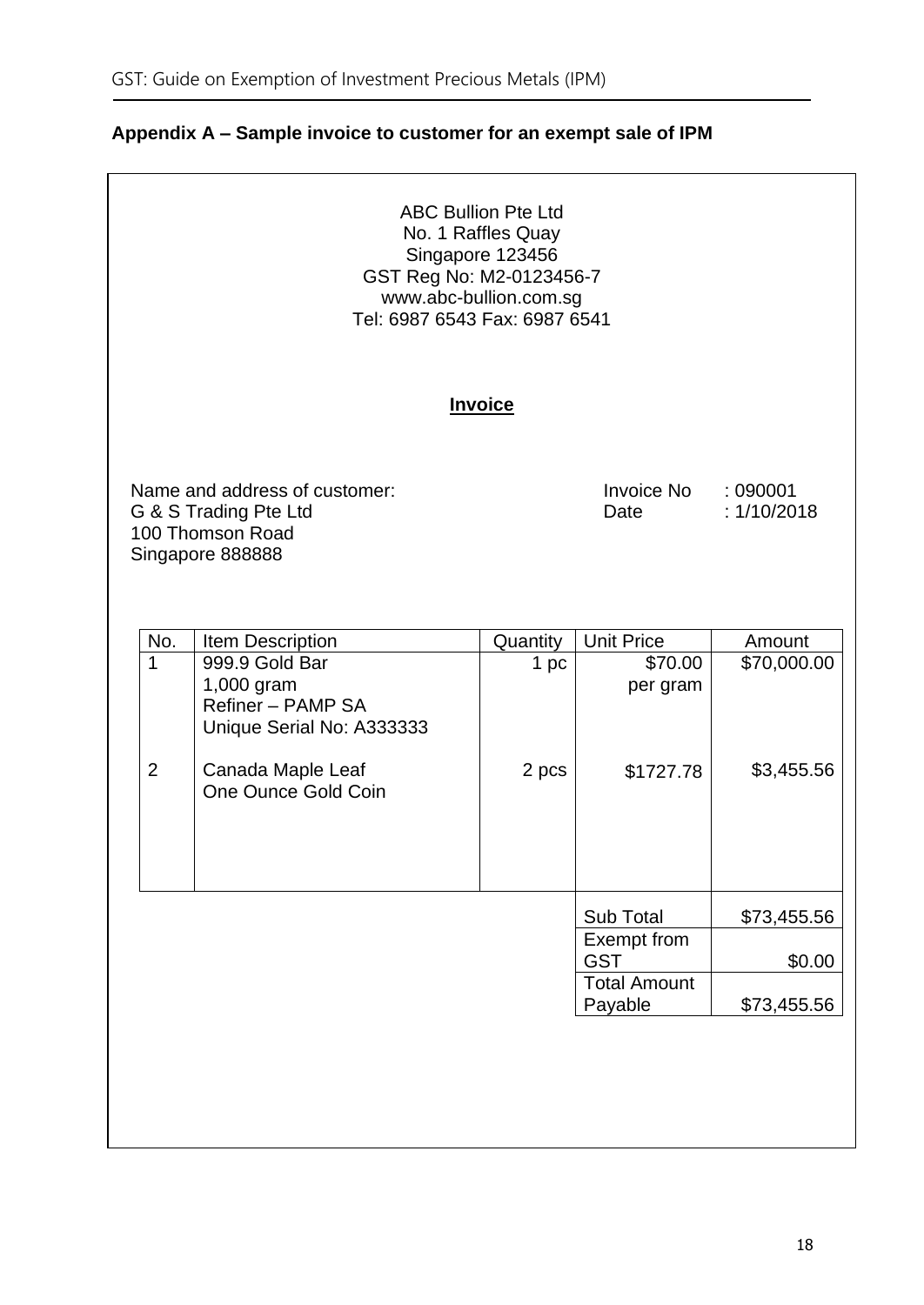## Appendix A – Sample invoice to customer for an exempt sale of IPM

ABC Bullion Pte Ltd
No. 1 Raffles Quay
Singapore 123456
GST Reg No: M2-0123456-7
www.abc-bullion.com.sg
Tel: 6987 6543 Fax: 6987 6541

**Invoice**

Name and address of customer:
G & S Trading Pte Ltd
100 Thomson Road
Singapore 888888

Invoice No : 090001
Date : 1/10/2018

| No. | Item Description | Quantity | Unit Price | Amount |
|---|---|---|---|---|
| 1 | 999.9 Gold Bar<br>1,000 gram<br>Refiner – PAMP SA<br>Unique Serial No: A333333 | 1 pc | $70.00 per gram | $70,000.00 |
| 2 | Canada Maple Leaf<br>One Ounce Gold Coin | 2 pcs | $1727.78 | $3,455.56 |
| | | | Sub Total | $73,455.56 |
| | | | Exempt from GST | $0.00 |
| | | | Total Amount Payable | $73,455.56 |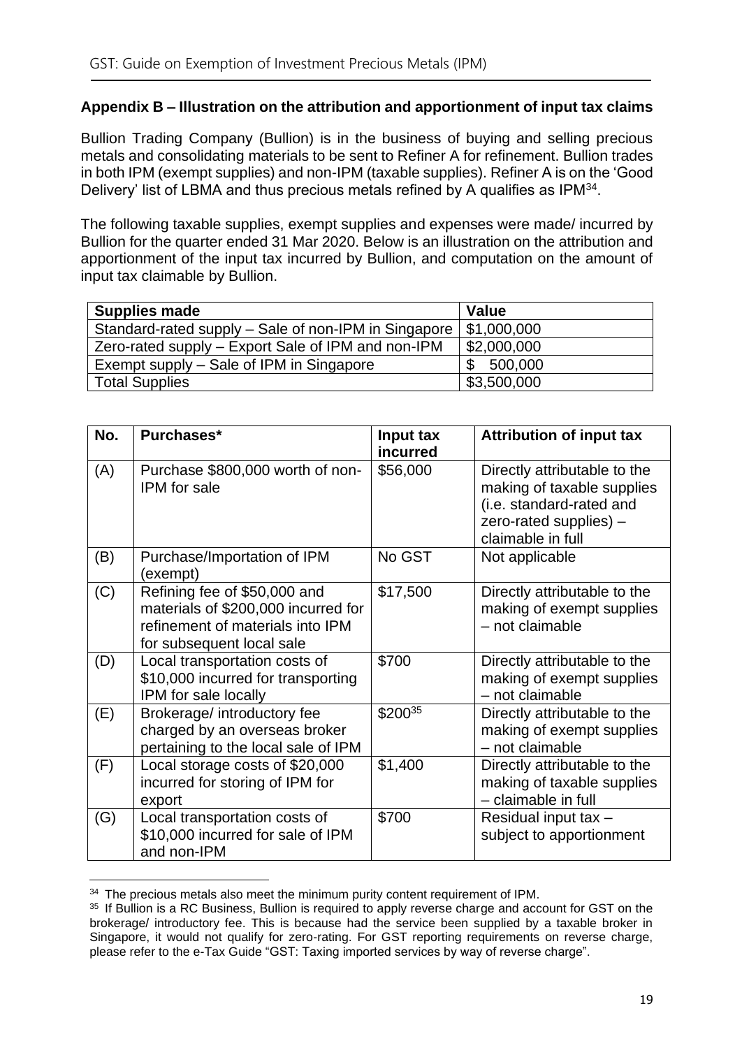## Appendix B – Illustration on the attribution and apportionment of input tax claims

Bullion Trading Company (Bullion) is in the business of buying and selling precious metals and consolidating materials to be sent to Refiner A for refinement. Bullion trades in both IPM (exempt supplies) and non-IPM (taxable supplies). Refiner A is on the 'Good Delivery' list of LBMA and thus precious metals refined by A qualifies as IPM[34].

The following taxable supplies, exempt supplies and expenses were made/ incurred by Bullion for the quarter ended 31 Mar 2020. Below is an illustration on the attribution and apportionment of the input tax incurred by Bullion, and computation on the amount of input tax claimable by Bullion.

| Supplies made | Value |
|---|---|
| Standard-rated supply – Sale of non-IPM in Singapore | $1,000,000 |
| Zero-rated supply – Export Sale of IPM and non-IPM | $2,000,000 |
| Exempt supply – Sale of IPM in Singapore | $ 500,000 |
| Total Supplies | $3,500,000 |

| No. | Purchases* | Input tax incurred | Attribution of input tax |
|---|---|---|---|
| (A) | Purchase $800,000 worth of non-IPM for sale | $56,000 | Directly attributable to the making of taxable supplies (i.e. standard-rated and zero-rated supplies) – claimable in full |
| (B) | Purchase/Importation of IPM (exempt) | No GST | Not applicable |
| (C) | Refining fee of $50,000 and materials of $200,000 incurred for refinement of materials into IPM for subsequent local sale | $17,500 | Directly attributable to the making of exempt supplies – not claimable |
| (D) | Local transportation costs of $10,000 incurred for transporting IPM for sale locally | $700 | Directly attributable to the making of exempt supplies – not claimable |
| (E) | Brokerage/ introductory fee charged by an overseas broker pertaining to the local sale of IPM | $200[35] | Directly attributable to the making of exempt supplies – not claimable |
| (F) | Local storage costs of $20,000 incurred for storing of IPM for export | $1,400 | Directly attributable to the making of taxable supplies – claimable in full |
| (G) | Local transportation costs of $10,000 incurred for sale of IPM and non-IPM | $700 | Residual input tax – subject to apportionment |

[34] The precious metals also meet the minimum purity content requirement of IPM.

[35] If Bullion is a RC Business, Bullion is required to apply reverse charge and account for GST on the brokerage/ introductory fee. This is because had the service been supplied by a taxable broker in Singapore, it would not qualify for zero-rating. For GST reporting requirements on reverse charge, please refer to the e-Tax Guide "GST: Taxing imported services by way of reverse charge".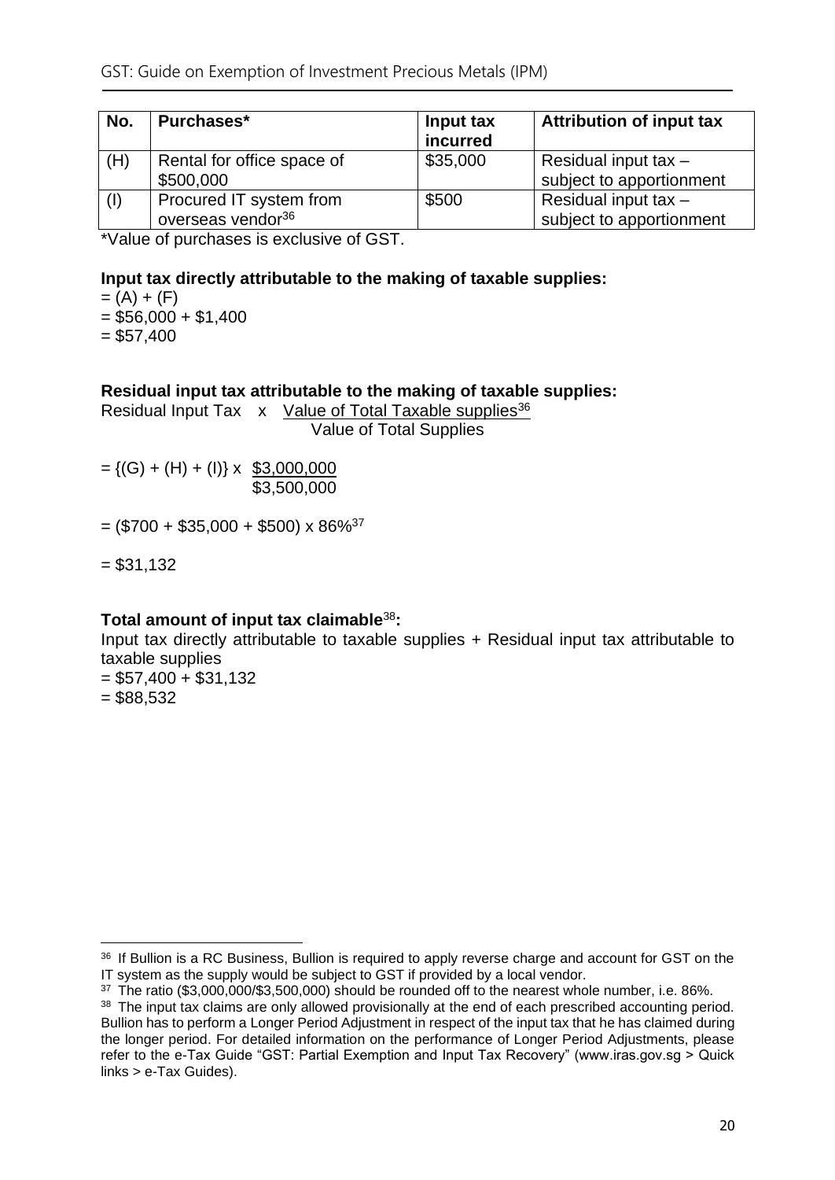| No. | Purchases* | Input tax incurred | Attribution of input tax |
|---|---|---|---|
| (H) | Rental for office space of $500,000 | $35,000 | Residual input tax – subject to apportionment |
| (I) | Procured IT system from overseas vendor[36] | $500 | Residual input tax – subject to apportionment |

*Value of purchases is exclusive of GST.

**Input tax directly attributable to the making of taxable supplies:**

= (A) + (F)
= $56,000 + $1,400
= $57,400

**Residual input tax attributable to the making of taxable supplies:**

$$\text{Residual Input Tax} \times \frac{\text{Value of Total Taxable supplies}^{36}}{\text{Value of Total Supplies}}$$

$$= \{(G) + (H) + (I)\} \times \frac{\$3{,}000{,}000}{\$3{,}500{,}000}$$

= ($700 + $35,000 + $500) x 86%[37]

= $31,132

**Total amount of input tax claimable[38]:**

Input tax directly attributable to taxable supplies + Residual input tax attributable to taxable supplies
= $57,400 + $31,132
= $88,532

---

[36] If Bullion is a RC Business, Bullion is required to apply reverse charge and account for GST on the IT system as the supply would be subject to GST if provided by a local vendor.

[37] The ratio ($3,000,000/$3,500,000) should be rounded off to the nearest whole number, i.e. 86%.

[38] The input tax claims are only allowed provisionally at the end of each prescribed accounting period. Bullion has to perform a Longer Period Adjustment in respect of the input tax that he has claimed during the longer period. For detailed information on the performance of Longer Period Adjustments, please refer to the e-Tax Guide "GST: Partial Exemption and Input Tax Recovery" (www.iras.gov.sg > Quick links > e-Tax Guides).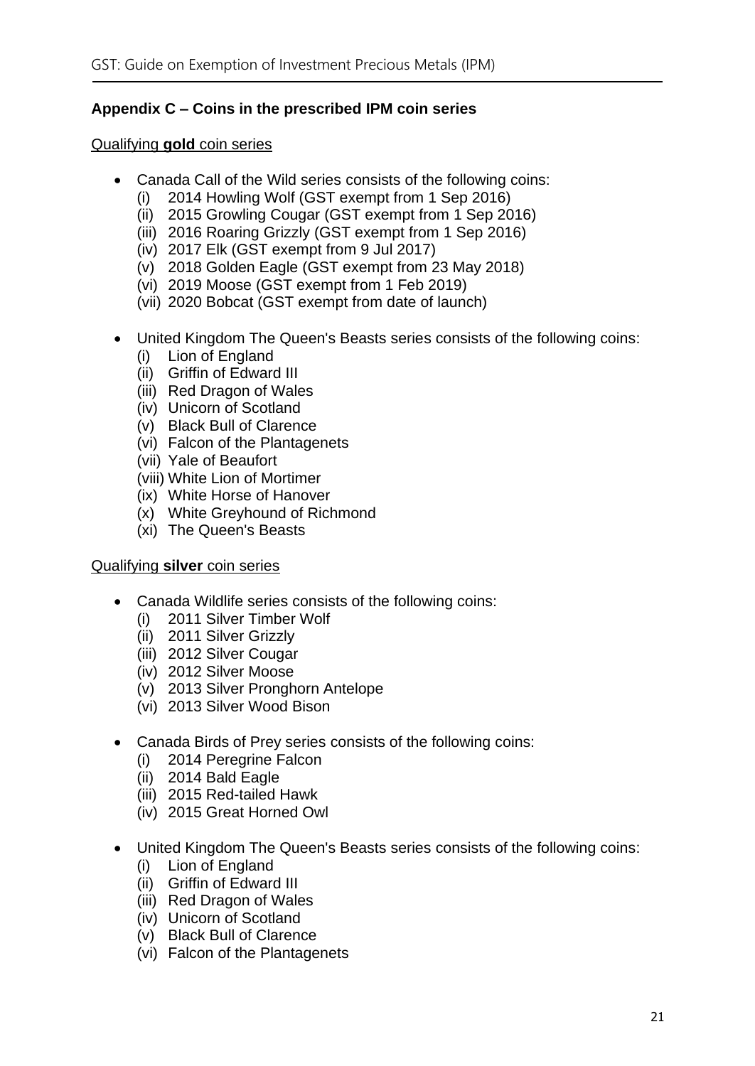## Appendix C – Coins in the prescribed IPM coin series

Qualifying **gold** coin series

- Canada Call of the Wild series consists of the following coins:
  - (i) 2014 Howling Wolf (GST exempt from 1 Sep 2016)
  - (ii) 2015 Growling Cougar (GST exempt from 1 Sep 2016)
  - (iii) 2016 Roaring Grizzly (GST exempt from 1 Sep 2016)
  - (iv) 2017 Elk (GST exempt from 9 Jul 2017)
  - (v) 2018 Golden Eagle (GST exempt from 23 May 2018)
  - (vi) 2019 Moose (GST exempt from 1 Feb 2019)
  - (vii) 2020 Bobcat (GST exempt from date of launch)

- United Kingdom The Queen's Beasts series consists of the following coins:
  - (i) Lion of England
  - (ii) Griffin of Edward III
  - (iii) Red Dragon of Wales
  - (iv) Unicorn of Scotland
  - (v) Black Bull of Clarence
  - (vi) Falcon of the Plantagenets
  - (vii) Yale of Beaufort
  - (viii) White Lion of Mortimer
  - (ix) White Horse of Hanover
  - (x) White Greyhound of Richmond
  - (xi) The Queen's Beasts

Qualifying **silver** coin series

- Canada Wildlife series consists of the following coins:
  - (i) 2011 Silver Timber Wolf
  - (ii) 2011 Silver Grizzly
  - (iii) 2012 Silver Cougar
  - (iv) 2012 Silver Moose
  - (v) 2013 Silver Pronghorn Antelope
  - (vi) 2013 Silver Wood Bison

- Canada Birds of Prey series consists of the following coins:
  - (i) 2014 Peregrine Falcon
  - (ii) 2014 Bald Eagle
  - (iii) 2015 Red-tailed Hawk
  - (iv) 2015 Great Horned Owl

- United Kingdom The Queen's Beasts series consists of the following coins:
  - (i) Lion of England
  - (ii) Griffin of Edward III
  - (iii) Red Dragon of Wales
  - (iv) Unicorn of Scotland
  - (v) Black Bull of Clarence
  - (vi) Falcon of the Plantagenets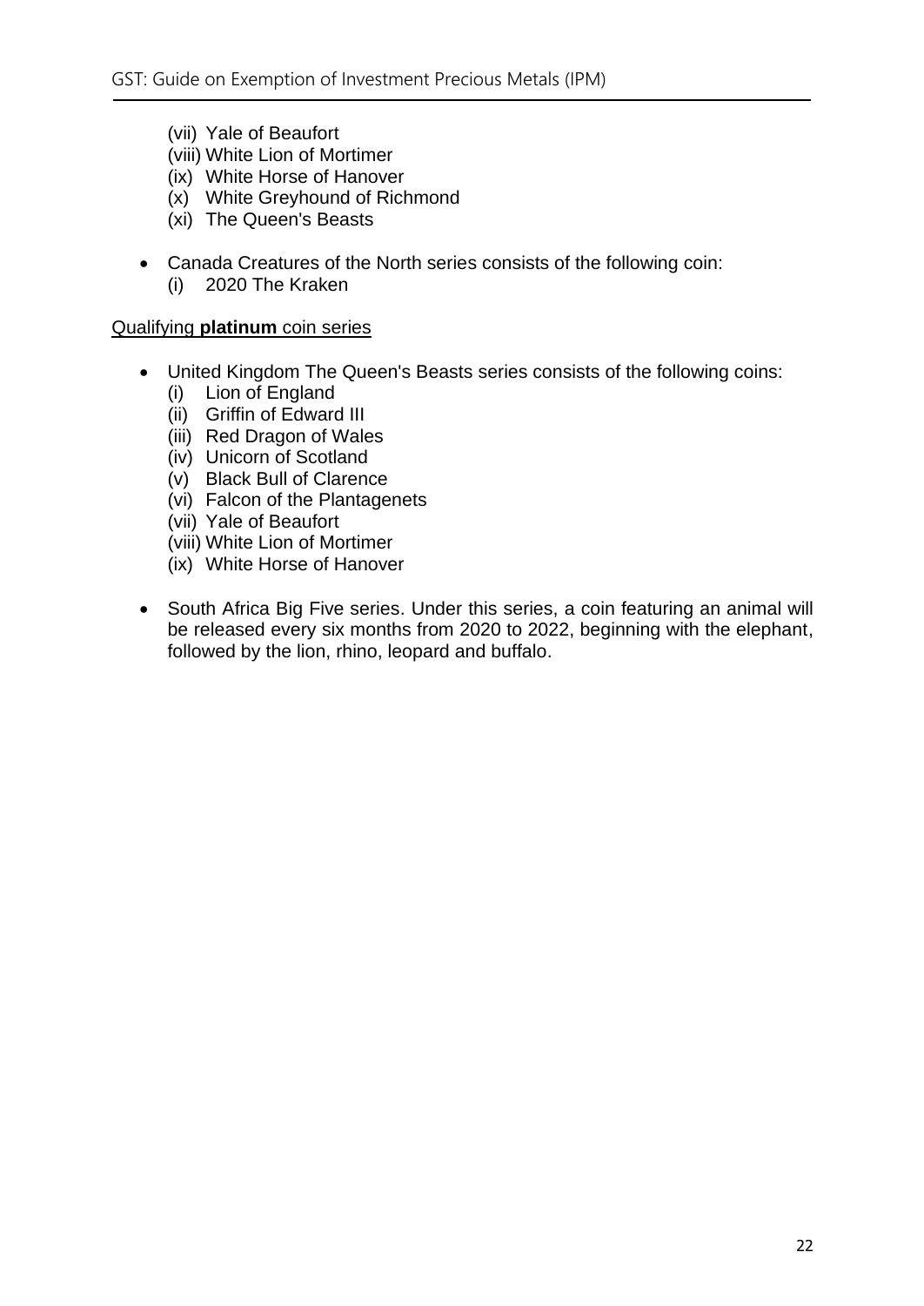- (vii) Yale of Beaufort
- (viii) White Lion of Mortimer
- (ix) White Horse of Hanover
- (x) White Greyhound of Richmond
- (xi) The Queen's Beasts

- Canada Creatures of the North series consists of the following coin:
  - (i) 2020 The Kraken

<u>Qualifying **platinum** coin series</u>

- United Kingdom The Queen's Beasts series consists of the following coins:
  - (i) Lion of England
  - (ii) Griffin of Edward III
  - (iii) Red Dragon of Wales
  - (iv) Unicorn of Scotland
  - (v) Black Bull of Clarence
  - (vi) Falcon of the Plantagenets
  - (vii) Yale of Beaufort
  - (viii) White Lion of Mortimer
  - (ix) White Horse of Hanover

- South Africa Big Five series. Under this series, a coin featuring an animal will be released every six months from 2020 to 2022, beginning with the elephant, followed by the lion, rhino, leopard and buffalo.